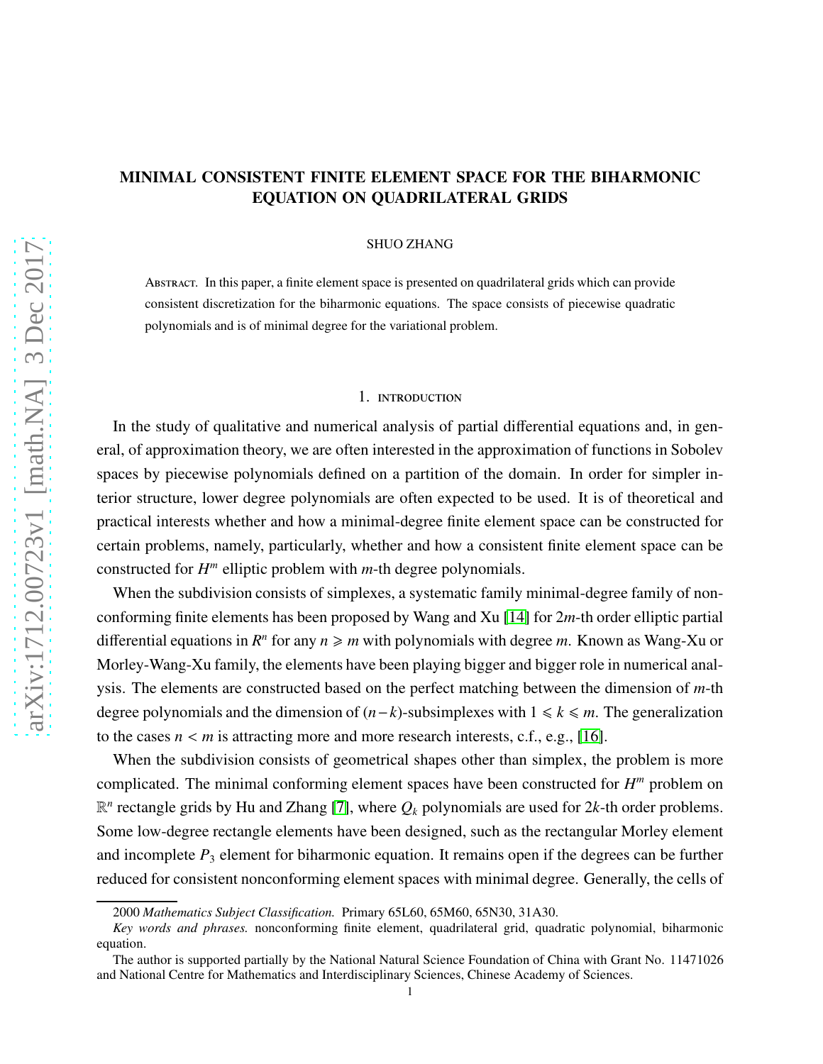# MINIMAL CONSISTENT FINITE ELEMENT SPACE FOR THE BIHARMONIC EQUATION ON QUADRILATERAL GRIDS

SHUO ZHANG

Abstract. In this paper, a finite element space is presented on quadrilateral grids which can provide consistent discretization for the biharmonic equations. The space consists of piecewise quadratic polynomials and is of minimal degree for the variational problem.

## 1. introduction

In the study of qualitative and numerical analysis of partial differential equations and, in general, of approximation theory, we are often interested in the approximation of functions in Sobolev spaces by piecewise polynomials defined on a partition of the domain. In order for simpler interior structure, lower degree polynomials are often expected to be used. It is of theoretical and practical interests whether and how a minimal-degree finite element space can be constructed for certain problems, namely, particularly, whether and how a consistent finite element space can be constructed for $H^m$ elliptic problem with $m$-th degree polynomials.

When the subdivision consists of simplexes, a systematic family minimal-degree family of nonconforming finite elements has been proposed by Wang and Xu [14] for $2m$-th order elliptic partial differential equations in $R^n$ for any $n \geqslant m$ with polynomials with degree $m$. Known as Wang-Xu or Morley-Wang-Xu family, the elements have been playing bigger and bigger role in numerical analysis. The elements are constructed based on the perfect matching between the dimension of $m$-th degree polynomials and the dimension of $(n-k)$-subsimplexes with $1 \leqslant k \leqslant m$. The generalization to the cases $n < m$ is attracting more and more research interests, c.f., e.g., [16].

When the subdivision consists of geometrical shapes other than simplex, the problem is more complicated. The minimal conforming element spaces have been constructed for $H^m$ problem on $\mathbb{R}^n$ rectangle grids by Hu and Zhang [7], where $Q_k$ polynomials are used for $2k$-th order problems. Some low-degree rectangle elements have been designed, such as the rectangular Morley element and incomplete $P_3$ element for biharmonic equation. It remains open if the degrees can be further reduced for consistent nonconforming element spaces with minimal degree. Generally, the cells of

2000 *Mathematics Subject Classification.* Primary 65L60, 65M60, 65N30, 31A30.

*Key words and phrases.* nonconforming finite element, quadrilateral grid, quadratic polynomial, biharmonic equation.

The author is supported partially by the National Natural Science Foundation of China with Grant No. 11471026 and National Centre for Mathematics and Interdisciplinary Sciences, Chinese Academy of Sciences.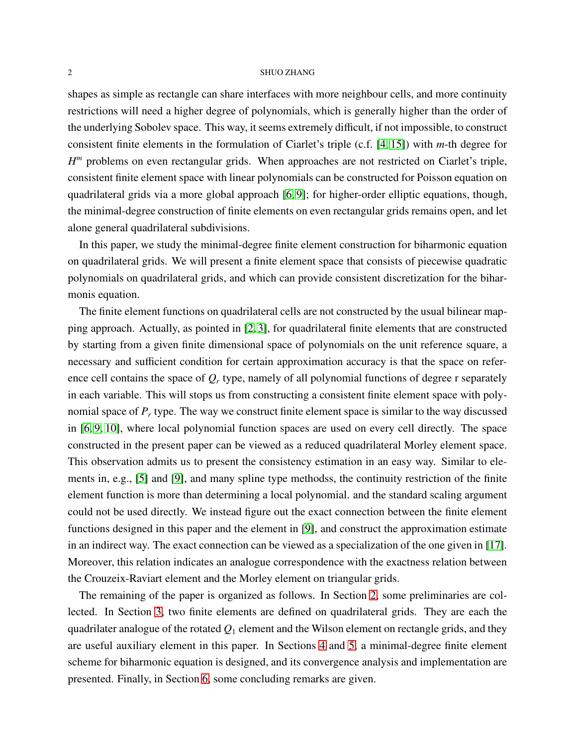shapes as simple as rectangle can share interfaces with more neighbour cells, and more continuity restrictions will need a higher degree of polynomials, which is generally higher than the order of the underlying Sobolev space. This way, it seems extremely difficult, if not impossible, to construct consistent finite elements in the formulation of Ciarlet's triple (c.f. [4, 15]) with $m$-th degree for $H^m$ problems on even rectangular grids. When approaches are not restricted on Ciarlet's triple, consistent finite element space with linear polynomials can be constructed for Poisson equation on quadrilateral grids via a more global approach [6, 9]; for higher-order elliptic equations, though, the minimal-degree construction of finite elements on even rectangular grids remains open, and let alone general quadrilateral subdivisions.

In this paper, we study the minimal-degree finite element construction for biharmonic equation on quadrilateral grids. We will present a finite element space that consists of piecewise quadratic polynomials on quadrilateral grids, and which can provide consistent discretization for the biharmonis equation.

The finite element functions on quadrilateral cells are not constructed by the usual bilinear mapping approach. Actually, as pointed in [2, 3], for quadrilateral finite elements that are constructed by starting from a given finite dimensional space of polynomials on the unit reference square, a necessary and sufficient condition for certain approximation accuracy is that the space on reference cell contains the space of $Q_r$ type, namely of all polynomial functions of degree r separately in each variable. This will stops us from constructing a consistent finite element space with polynomial space of $P_r$ type. The way we construct finite element space is similar to the way discussed in [6, 9, 10], where local polynomial function spaces are used on every cell directly. The space constructed in the present paper can be viewed as a reduced quadrilateral Morley element space. This observation admits us to present the consistency estimation in an easy way. Similar to elements in, e.g., [5] and [9], and many spline type methodss, the continuity restriction of the finite element function is more than determining a local polynomial. and the standard scaling argument could not be used directly. We instead figure out the exact connection between the finite element functions designed in this paper and the element in [9], and construct the approximation estimate in an indirect way. The exact connection can be viewed as a specialization of the one given in [17]. Moreover, this relation indicates an analogue correspondence with the exactness relation between the Crouzeix-Raviart element and the Morley element on triangular grids.

The remaining of the paper is organized as follows. In Section 2, some preliminaries are collected. In Section 3, two finite elements are defined on quadrilateral grids. They are each the quadrilater analogue of the rotated $Q_1$ element and the Wilson element on rectangle grids, and they are useful auxiliary element in this paper. In Sections 4 and 5, a minimal-degree finite element scheme for biharmonic equation is designed, and its convergence analysis and implementation are presented. Finally, in Section 6, some concluding remarks are given.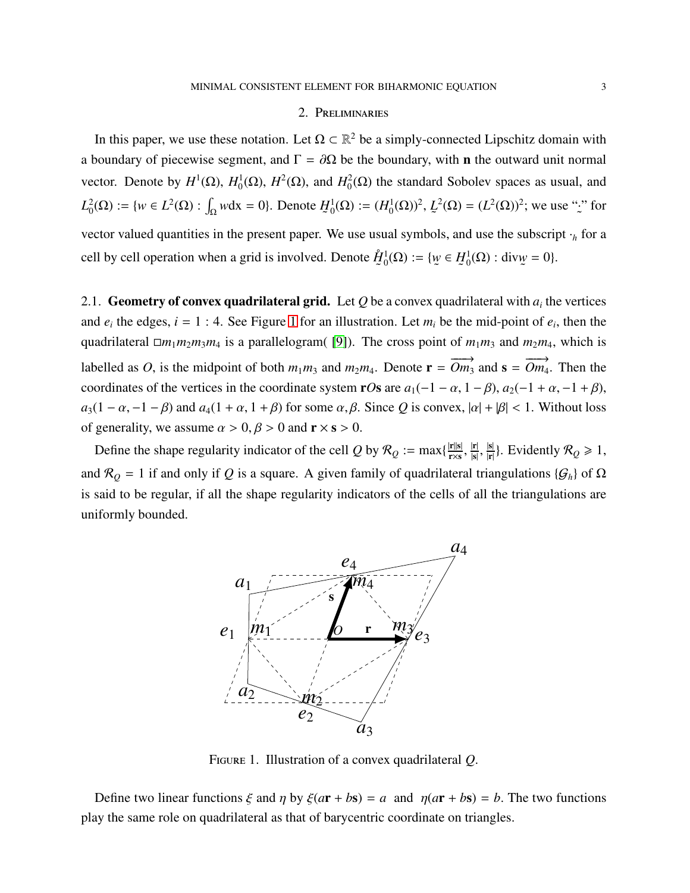## 2. Preliminaries

In this paper, we use these notation. Let $\Omega \subset \mathbb{R}^2$ be a simply-connected Lipschitz domain with a boundary of piecewise segment, and $\Gamma = \partial\Omega$ be the boundary, with $\mathbf{n}$ the outward unit normal vector. Denote by $H^1(\Omega)$, $H^1_0(\Omega)$, $H^2(\Omega)$, and $H^2_0(\Omega)$ the standard Sobolev spaces as usual, and $L^2_0(\Omega) := \{w \in L^2(\Omega) : \int_\Omega w\mathrm{dx} = 0\}$. Denote $\underset{\sim}{H}^1_0(\Omega) := (H^1_0(\Omega))^2$, $\underset{\sim}{L}^2(\Omega) = (L^2(\Omega))^2$; we use "$\underset{\sim}{\cdot}$" for vector valued quantities in the present paper. We use usual symbols, and use the subscript $\cdot_h$ for a cell by cell operation when a grid is involved. Denote $\mathring{\underset{\sim}{H}}{}^1_0(\Omega) := \{\underset{\sim}{w} \in \underset{\sim}{H}^1_0(\Omega) : \mathrm{div}\underset{\sim}{w} = 0\}$.

### 2.1. Geometry of convex quadrilateral grid.

Let $Q$ be a convex quadrilateral with $a_i$ the vertices and $e_i$ the edges, $i = 1:4$. See Figure 1 for an illustration. Let $m_i$ be the mid-point of $e_i$, then the quadrilateral $\square m_1m_2m_3m_4$ is a parallelogram( [9]). The cross point of $m_1m_3$ and $m_2m_4$, which is labelled as $O$, is the midpoint of both $m_1m_3$ and $m_2m_4$. Denote $\mathbf{r} = \overrightarrow{Om_3}$ and $\mathbf{s} = \overrightarrow{Om_4}$. Then the coordinates of the vertices in the coordinate system $\mathbf{r}O\mathbf{s}$ are $a_1(-1-\alpha, 1-\beta)$, $a_2(-1+\alpha, -1+\beta)$, $a_3(1-\alpha, -1-\beta)$ and $a_4(1+\alpha, 1+\beta)$ for some $\alpha, \beta$. Since $Q$ is convex, $|\alpha| + |\beta| < 1$. Without loss of generality, we assume $\alpha > 0, \beta > 0$ and $\mathbf{r} \times \mathbf{s} > 0$.

Define the shape regularity indicator of the cell $Q$ by $\mathcal{R}_Q := \max\{\frac{|\mathbf{r}||\mathbf{s}|}{\mathbf{r}\times\mathbf{s}}, \frac{|\mathbf{r}|}{|\mathbf{s}|}, \frac{|\mathbf{s}|}{|\mathbf{r}|}\}$. Evidently $\mathcal{R}_Q \geqslant 1$, and $\mathcal{R}_Q = 1$ if and only if $Q$ is a square. A given family of quadrilateral triangulations $\{\mathcal{G}_h\}$ of $\Omega$ is said to be regular, if all the shape regularity indicators of the cells of all the triangulations are uniformly bounded.

Figure 1. Illustration of a convex quadrilateral $Q$.

Define two linear functions $\xi$ and $\eta$ by $\xi(a\mathbf{r} + b\mathbf{s}) = a$ and $\eta(a\mathbf{r} + b\mathbf{s}) = b$. The two functions play the same role on quadrilateral as that of barycentric coordinate on triangles.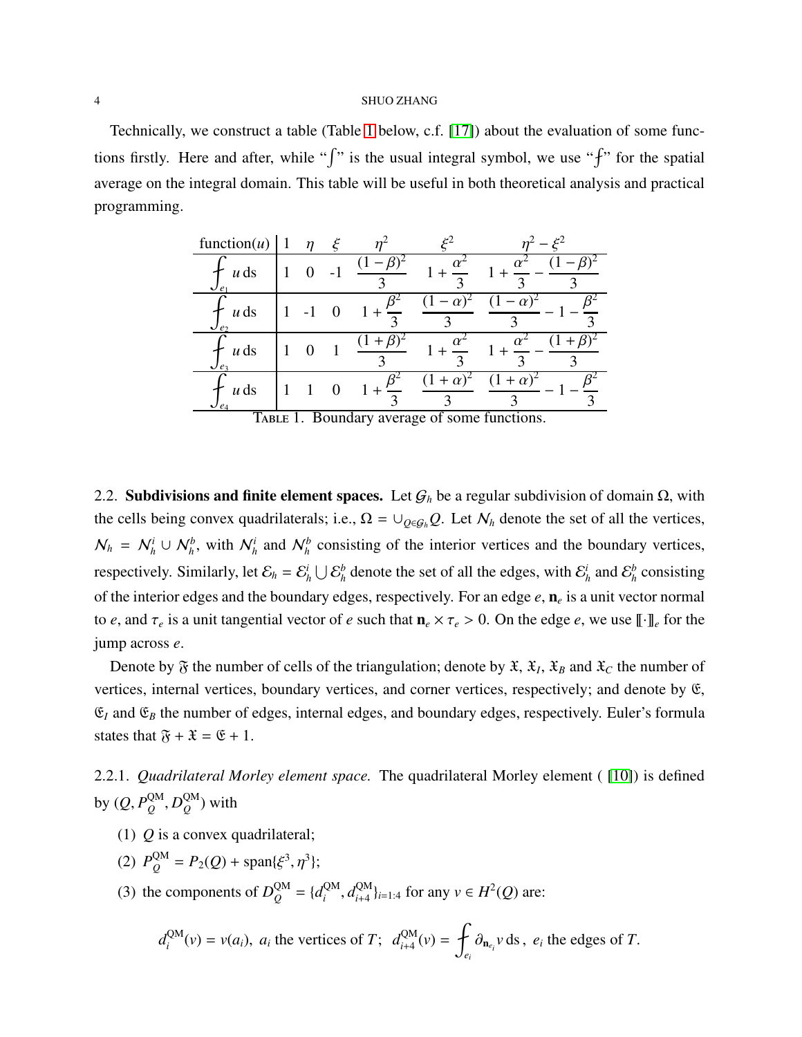Technically, we construct a table (Table 1 below, c.f. [17]) about the evaluation of some functions firstly. Here and after, while "$\int$" is the usual integral symbol, we use "$⨍$" for the spatial average on the integral domain. This table will be useful in both theoretical analysis and practical programming.

| function($u$) | 1 | $\eta$ | $\xi$ | $\eta^2$ | $\xi^2$ | $\eta^2-\xi^2$ |
|---|---|---|---|---|---|---|
| $⨍_{e_1} u\,\mathrm{ds}$ | 1 | 0 | -1 | $\frac{(1-\beta)^2}{3}$ | $1+\frac{\alpha^2}{3}$ | $1+\frac{\alpha^2}{3}-\frac{(1-\beta)^2}{3}$ |
| $⨍_{e_2} u\,\mathrm{ds}$ | 1 | -1 | 0 | $1+\frac{\beta^2}{3}$ | $\frac{(1-\alpha)^2}{3}$ | $\frac{(1-\alpha)^2}{3}-1-\frac{\beta^2}{3}$ |
| $⨍_{e_3} u\,\mathrm{ds}$ | 1 | 0 | 1 | $\frac{(1+\beta)^2}{3}$ | $1+\frac{\alpha^2}{3}$ | $1+\frac{\alpha^2}{3}-\frac{(1+\beta)^2}{3}$ |
| $⨍_{e_4} u\,\mathrm{ds}$ | 1 | 1 | 0 | $1+\frac{\beta^2}{3}$ | $\frac{(1+\alpha)^2}{3}$ | $\frac{(1+\alpha)^2}{3}-1-\frac{\beta^2}{3}$ |

TABLE 1. Boundary average of some functions.

2.2. **Subdivisions and finite element spaces.** Let $\mathcal{G}_h$ be a regular subdivision of domain $\Omega$, with the cells being convex quadrilaterals; i.e., $\Omega = \cup_{Q\in\mathcal{G}_h} Q$. Let $\mathcal{N}_h$ denote the set of all the vertices, $\mathcal{N}_h = \mathcal{N}_h^i \cup \mathcal{N}_h^b$, with $\mathcal{N}_h^i$ and $\mathcal{N}_h^b$ consisting of the interior vertices and the boundary vertices, respectively. Similarly, let $\mathcal{E}_h = \mathcal{E}_h^i \bigcup \mathcal{E}_h^b$ denote the set of all the edges, with $\mathcal{E}_h^i$ and $\mathcal{E}_h^b$ consisting of the interior edges and the boundary edges, respectively. For an edge $e$, $\mathbf{n}_e$ is a unit vector normal to $e$, and $\tau_e$ is a unit tangential vector of $e$ such that $\mathbf{n}_e \times \tau_e > 0$. On the edge $e$, we use $[\![\cdot]\!]_e$ for the jump across $e$.

Denote by $\mathfrak{F}$ the number of cells of the triangulation; denote by $\mathfrak{X}$, $\mathfrak{X}_I$, $\mathfrak{X}_B$ and $\mathfrak{X}_C$ the number of vertices, internal vertices, boundary vertices, and corner vertices, respectively; and denote by $\mathfrak{E}$, $\mathfrak{E}_I$ and $\mathfrak{E}_B$ the number of edges, internal edges, and boundary edges, respectively. Euler's formula states that $\mathfrak{F} + \mathfrak{X} = \mathfrak{E} + 1$.

2.2.1. *Quadrilateral Morley element space.* The quadrilateral Morley element ( [10]) is defined by $(Q, P_Q^{\mathrm{QM}}, D_Q^{\mathrm{QM}})$ with

1. $Q$ is a convex quadrilateral;
2. $P_Q^{\mathrm{QM}} = P_2(Q) + \mathrm{span}\{\xi^3, \eta^3\}$;
3. the components of $D_Q^{\mathrm{QM}} = \{d_i^{\mathrm{QM}}, d_{i+4}^{\mathrm{QM}}\}_{i=1:4}$ for any $v \in H^2(Q)$ are:

$$d_i^{\mathrm{QM}}(v) = v(a_i),\ a_i \text{ the vertices of } T;\ \ d_{i+4}^{\mathrm{QM}}(v) = ⨍_{e_i} \partial_{\mathbf{n}_{e_i}} v\,\mathrm{ds},\ e_i \text{ the edges of } T.$$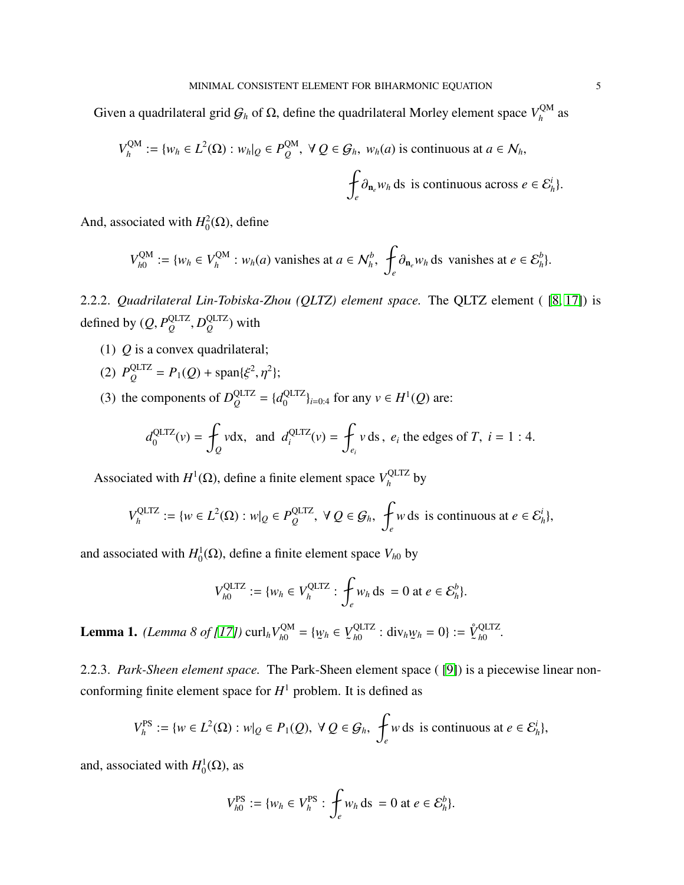Given a quadrilateral grid $\mathcal{G}_h$ of $\Omega$, define the quadrilateral Morley element space $V_h^{\rm QM}$ as

$$V_h^{\rm QM} := \{w_h \in L^2(\Omega) : w_h|_Q \in P_Q^{\rm QM},\ \forall\, Q \in \mathcal{G}_h,\ w_h(a) \text{ is continuous at } a \in \mathcal{N}_h,$$
$$\fint_e \partial_{\mathbf{n}_e} w_h \,{\rm ds} \ \text{ is continuous across } e \in \mathcal{E}_h^i\}.$$

And, associated with $H_0^2(\Omega)$, define

$$V_{h0}^{\rm QM} := \{w_h \in V_h^{\rm QM} : w_h(a) \text{ vanishes at } a \in \mathcal{N}_h^b,\ \fint_e \partial_{\mathbf{n}_e} w_h \,{\rm ds} \ \text{ vanishes at } e \in \mathcal{E}_h^b\}.$$

2.2.2. *Quadrilateral Lin-Tobiska-Zhou (QLTZ) element space.* The QLTZ element ( [8, 17]) is defined by $(Q, P_Q^{\rm QLTZ}, D_Q^{\rm QLTZ})$ with

(1) $Q$ is a convex quadrilateral;
(2) $P_Q^{\rm QLTZ} = P_1(Q) + {\rm span}\{\xi^2, \eta^2\}$;
(3) the components of $D_Q^{\rm QLTZ} = \{d_0^{\rm QLTZ}\}_{i=0:4}$ for any $v \in H^1(Q)$ are:

$$d_0^{\rm QLTZ}(v) = \fint_Q v {\rm dx}, \ \text{ and } \ d_i^{\rm QLTZ}(v) = \fint_{e_i} v \,{\rm ds}\,,\ e_i \text{ the edges of } T,\ i = 1:4.$$

Associated with $H^1(\Omega)$, define a finite element space $V_h^{\rm QLTZ}$ by

$$V_h^{\rm QLTZ} := \{w \in L^2(\Omega) : w|_Q \in P_Q^{\rm QLTZ},\ \forall\, Q \in \mathcal{G}_h,\ \fint_e w \,{\rm ds} \ \text{ is continuous at } e \in \mathcal{E}_h^i\},$$

and associated with $H_0^1(\Omega)$, define a finite element space $V_{h0}$ by

$$V_{h0}^{\rm QLTZ} := \{w_h \in V_h^{\rm QLTZ} : \fint_e w_h \,{\rm ds} \ = 0 \text{ at } e \in \mathcal{E}_h^b\}.$$

**Lemma 1.** *(Lemma 8 of [17])* ${\rm curl}_h V_{h0}^{\rm QM} = \{\underset{\sim}{w}_h \in \underset{\sim}{V}_{h0}^{\rm QLTZ} : {\rm div}_h \underset{\sim}{w}_h = 0\} := \mathring{\underset{\sim}{V}}{}_{h0}^{\rm QLTZ}$.

2.2.3. *Park-Sheen element space.* The Park-Sheen element space ( [9]) is a piecewise linear nonconforming finite element space for $H^1$ problem. It is defined as

$$V_h^{\rm PS} := \{w \in L^2(\Omega) : w|_Q \in P_1(Q),\ \forall\, Q \in \mathcal{G}_h,\ \fint_e w \,{\rm ds} \ \text{ is continuous at } e \in \mathcal{E}_h^i\},$$

and, associated with $H_0^1(\Omega)$, as

$$V_{h0}^{\rm PS} := \{w_h \in V_h^{\rm PS} : \fint_e w_h \,{\rm ds} \ = 0 \text{ at } e \in \mathcal{E}_h^b\}.$$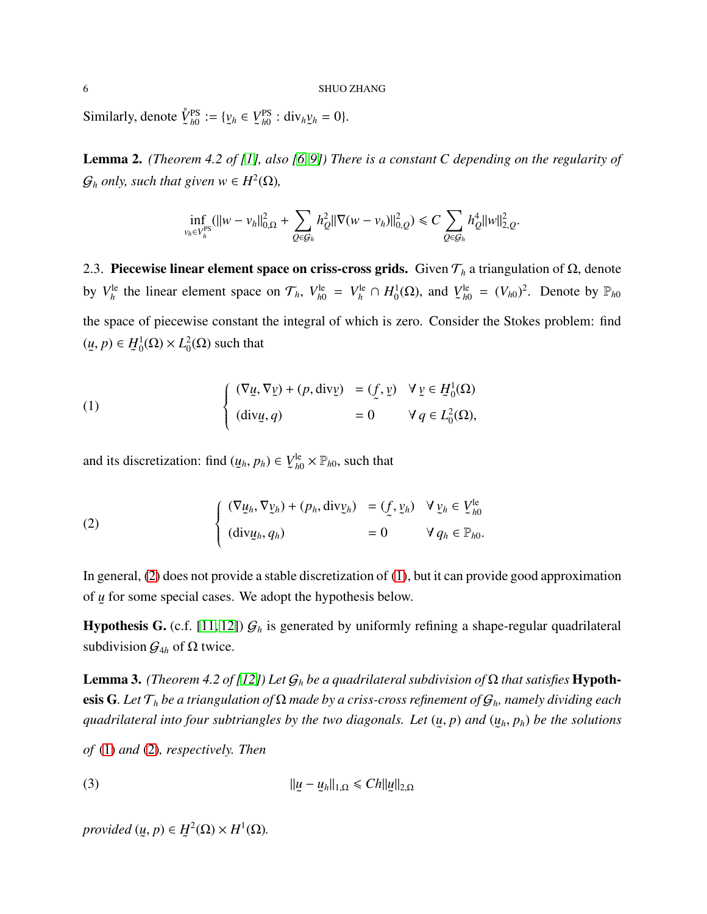Similarly, denote $\mathring{\underset{\sim}{V}}{}^{\rm PS}_{h0} := \{\underset{\sim}{v}_h \in \underset{\sim}{V}^{\rm PS}_{h0} : {\rm div}_h \underset{\sim}{v}_h = 0\}$.

**Lemma 2.** *(Theorem 4.2 of [1], also [6, 9]) There is a constant $C$ depending on the regularity of $\mathcal{G}_h$ only, such that given $w \in H^2(\Omega)$,*

$$\inf_{v_h \in V^{\rm PS}_h} (\|w - v_h\|^2_{0,\Omega} + \sum_{Q \in \mathcal{G}_h} h_Q^2 \|\nabla (w - v_h)\|^2_{0,Q}) \leqslant C \sum_{Q \in \mathcal{G}_h} h_Q^4 \|w\|^2_{2,Q}.$$

2.3. **Piecewise linear element space on criss-cross grids.** Given $\mathcal{T}_h$ a triangulation of $\Omega$, denote by $V^{\rm le}_h$ the linear element space on $\mathcal{T}_h$, $V^{\rm le}_{h0} = V^{\rm le}_h \cap H^1_0(\Omega)$, and $\underset{\sim}{V}^{\rm le}_{h0} = (V_{h0})^2$. Denote by $\mathbb{P}_{h0}$ the space of piecewise constant the integral of which is zero. Consider the Stokes problem: find $(\underset{\sim}{u}, p) \in \underset{\sim}{H}^1_0(\Omega) \times L^2_0(\Omega)$ such that

$$\left\{ \begin{array}{lll} (\nabla \underset{\sim}{u}, \nabla \underset{\sim}{v}) + (p, {\rm div} \underset{\sim}{v}) & = (\underset{\sim}{f}, \underset{\sim}{v}) & \forall\, \underset{\sim}{v} \in \underset{\sim}{H}^1_0(\Omega) \\ ({\rm div} \underset{\sim}{u}, q) & = 0 & \forall\, q \in L^2_0(\Omega), \end{array} \right. \tag{1}$$

and its discretization: find $(\underset{\sim}{u}_h, p_h) \in \underset{\sim}{V}^{\rm le}_{h0} \times \mathbb{P}_{h0}$, such that

$$\left\{ \begin{array}{lll} (\nabla \underset{\sim}{u}_h, \nabla \underset{\sim}{v}_h) + (p_h, {\rm div} \underset{\sim}{v}_h) & = (\underset{\sim}{f}, \underset{\sim}{v}_h) & \forall\, \underset{\sim}{v}_h \in \underset{\sim}{V}^{\rm le}_{h0} \\ ({\rm div} \underset{\sim}{u}_h, q_h) & = 0 & \forall\, q_h \in \mathbb{P}_{h0}. \end{array} \right. \tag{2}$$

In general, (2) does not provide a stable discretization of (1), but it can provide good approximation of $\underset{\sim}{u}$ for some special cases. We adopt the hypothesis below.

**Hypothesis G.** (c.f. [11, 12]) $\mathcal{G}_h$ is generated by uniformly refining a shape-regular quadrilateral subdivision $\mathcal{G}_{4h}$ of $\Omega$ twice.

**Lemma 3.** *(Theorem 4.2 of [12]) Let $\mathcal{G}_h$ be a quadrilateral subdivision of $\Omega$ that satisfies* **Hypothesis G**. *Let $\mathcal{T}_h$ be a triangulation of $\Omega$ made by a criss-cross refinement of $\mathcal{G}_h$, namely dividing each quadrilateral into four subtriangles by the two diagonals. Let $(\underset{\sim}{u}, p)$ and $(\underset{\sim}{u}_h, p_h)$ be the solutions of (1) and (2), respectively. Then*

$$\|\underset{\sim}{u} - \underset{\sim}{u}_h\|_{1,\Omega} \leqslant Ch \|\underset{\sim}{u}\|_{2,\Omega} \tag{3}$$

*provided $(\underset{\sim}{u}, p) \in \underset{\sim}{H}^2(\Omega) \times H^1(\Omega)$.*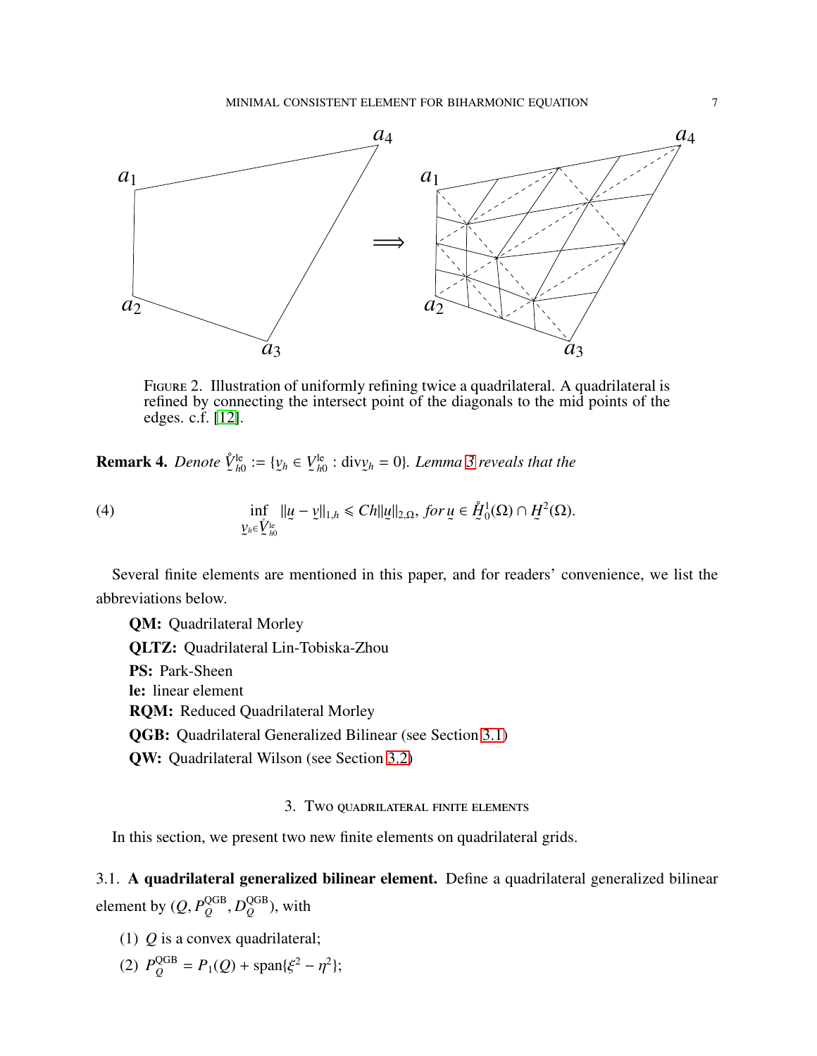FIGURE 2. Illustration of uniformly refining twice a quadrilateral. A quadrilateral is refined by connecting the intersect point of the diagonals to the mid points of the edges. c.f. [12].

**Remark 4.** *Denote* $\mathring{\underset{\sim}{V}}{}^{\rm le}_{h0} := \{\underset{\sim}{v}_h \in \underset{\sim}{V}{}^{\rm le}_{h0} : {\rm div}\underset{\sim}{v}_h = 0\}$*. Lemma 3 reveals that the*

$$\inf_{\underset{\sim}{v}_h \in \mathring{\underset{\sim}{V}}{}^{\rm le}_{h0}} \|\underset{\sim}{u} - \underset{\sim}{v}\|_{1,h} \leqslant Ch\|\underset{\sim}{u}\|_{2,\Omega}, \ \textit{for}\ \underset{\sim}{u} \in \mathring{\underset{\sim}{H}}{}^1_0(\Omega) \cap \underset{\sim}{H}^2(\Omega). \tag{4}$$

Several finite elements are mentioned in this paper, and for readers' convenience, we list the abbreviations below.

**QM:** Quadrilateral Morley

**QLTZ:** Quadrilateral Lin-Tobiska-Zhou

**PS:** Park-Sheen

**le:** linear element

**RQM:** Reduced Quadrilateral Morley

**QGB:** Quadrilateral Generalized Bilinear (see Section 3.1)

**QW:** Quadrilateral Wilson (see Section 3.2)

## 3. Two quadrilateral finite elements

In this section, we present two new finite elements on quadrilateral grids.

### 3.1. A quadrilateral generalized bilinear element.

Define a quadrilateral generalized bilinear element by $(Q, P_Q^{\rm QGB}, D_Q^{\rm QGB})$, with

(1) $Q$ is a convex quadrilateral;

(2) $P_Q^{\rm QGB} = P_1(Q) + {\rm span}\{\xi^2 - \eta^2\}$;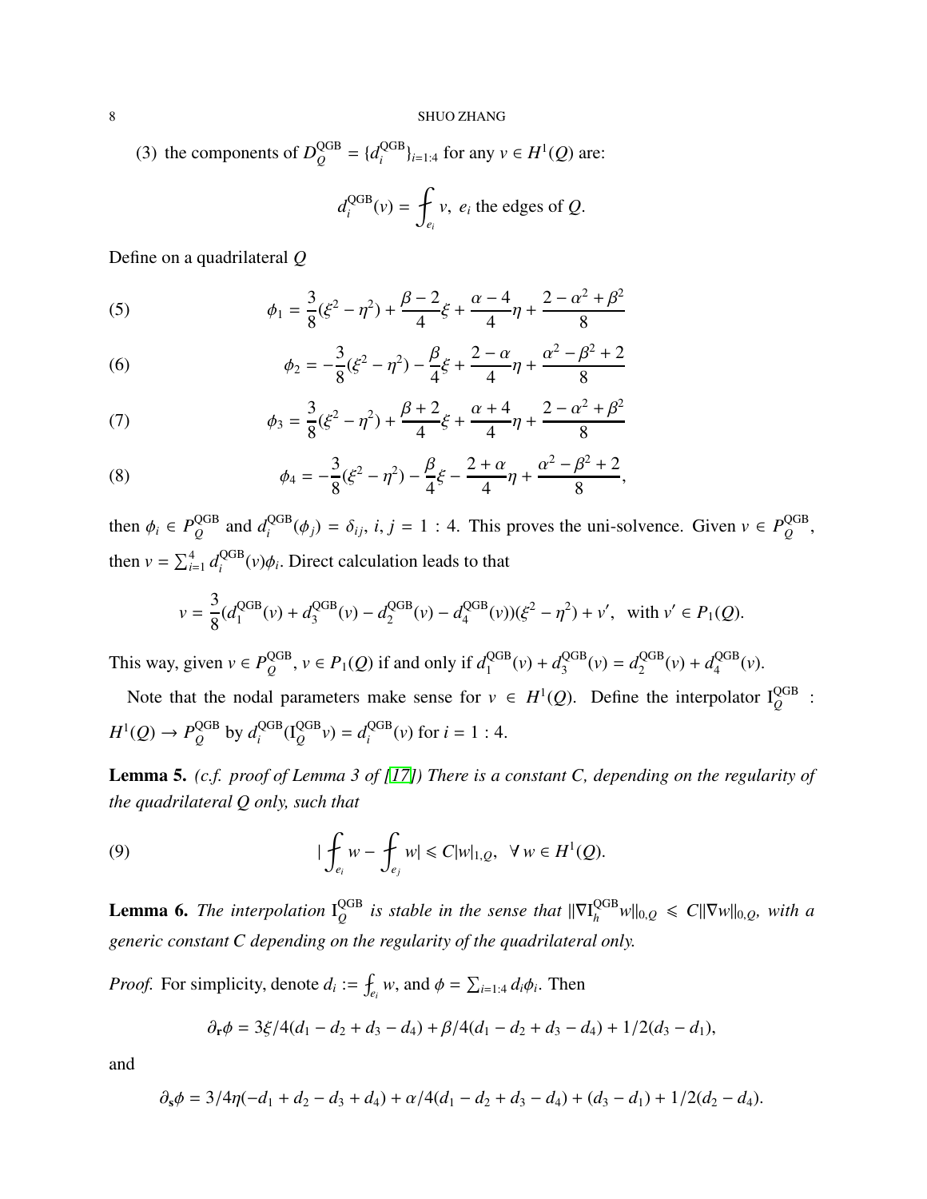(3) the components of $D_Q^{\rm QGB}=\{d_i^{\rm QGB}\}_{i=1:4}$ for any $v\in H^1(Q)$ are:

$$d_i^{\rm QGB}(v)=\fint_{e_i}v,\ e_i \text{ the edges of } Q.$$

Define on a quadrilateral $Q$

$$\phi_1=\frac{3}{8}(\xi^2-\eta^2)+\frac{\beta-2}{4}\xi+\frac{\alpha-4}{4}\eta+\frac{2-\alpha^2+\beta^2}{8} \tag{5}$$

$$\phi_2=-\frac{3}{8}(\xi^2-\eta^2)-\frac{\beta}{4}\xi+\frac{2-\alpha}{4}\eta+\frac{\alpha^2-\beta^2+2}{8} \tag{6}$$

$$\phi_3=\frac{3}{8}(\xi^2-\eta^2)+\frac{\beta+2}{4}\xi+\frac{\alpha+4}{4}\eta+\frac{2-\alpha^2+\beta^2}{8} \tag{7}$$

$$\phi_4=-\frac{3}{8}(\xi^2-\eta^2)-\frac{\beta}{4}\xi-\frac{2+\alpha}{4}\eta+\frac{\alpha^2-\beta^2+2}{8}, \tag{8}$$

then $\phi_i\in P_Q^{\rm QGB}$ and $d_i^{\rm QGB}(\phi_j)=\delta_{ij}$, $i,j=1:4$. This proves the uni-solvence. Given $v\in P_Q^{\rm QGB}$, then $v=\sum_{i=1}^4 d_i^{\rm QGB}(v)\phi_i$. Direct calculation leads to that

$$v=\frac{3}{8}(d_1^{\rm QGB}(v)+d_3^{\rm QGB}(v)-d_2^{\rm QGB}(v)-d_4^{\rm QGB}(v))(\xi^2-\eta^2)+v',\ \ \text{with } v'\in P_1(Q).$$

This way, given $v\in P_Q^{\rm QGB}$, $v\in P_1(Q)$ if and only if $d_1^{\rm QGB}(v)+d_3^{\rm QGB}(v)=d_2^{\rm QGB}(v)+d_4^{\rm QGB}(v)$.

Note that the nodal parameters make sense for $v\in H^1(Q)$. Define the interpolator $\mathrm{I}_Q^{\rm QGB}$ : $H^1(Q)\to P_Q^{\rm QGB}$ by $d_i^{\rm QGB}(\mathrm{I}_Q^{\rm QGB}v)=d_i^{\rm QGB}(v)$ for $i=1:4$.

**Lemma 5.** *(c.f. proof of Lemma 3 of [17]) There is a constant C, depending on the regularity of the quadrilateral Q only, such that*

$$|\fint_{e_i}w-\fint_{e_j}w|\leqslant C|w|_{1,Q},\ \ \forall\, w\in H^1(Q). \tag{9}$$

**Lemma 6.** *The interpolation $\mathrm{I}_Q^{\rm QGB}$ is stable in the sense that $\|\nabla \mathrm{I}_h^{\rm QGB}w\|_{0,Q}\leqslant C\|\nabla w\|_{0,Q}$, with a generic constant C depending on the regularity of the quadrilateral only.*

*Proof.* For simplicity, denote $d_i:=\fint_{e_i}w$, and $\phi=\sum_{i=1:4}d_i\phi_i$. Then

$$\partial_{\mathbf{r}}\phi=3\xi/4(d_1-d_2+d_3-d_4)+\beta/4(d_1-d_2+d_3-d_4)+1/2(d_3-d_1),$$

and

$$\partial_{\mathbf{s}}\phi=3/4\eta(-d_1+d_2-d_3+d_4)+\alpha/4(d_1-d_2+d_3-d_4)+(d_3-d_1)+1/2(d_2-d_4).$$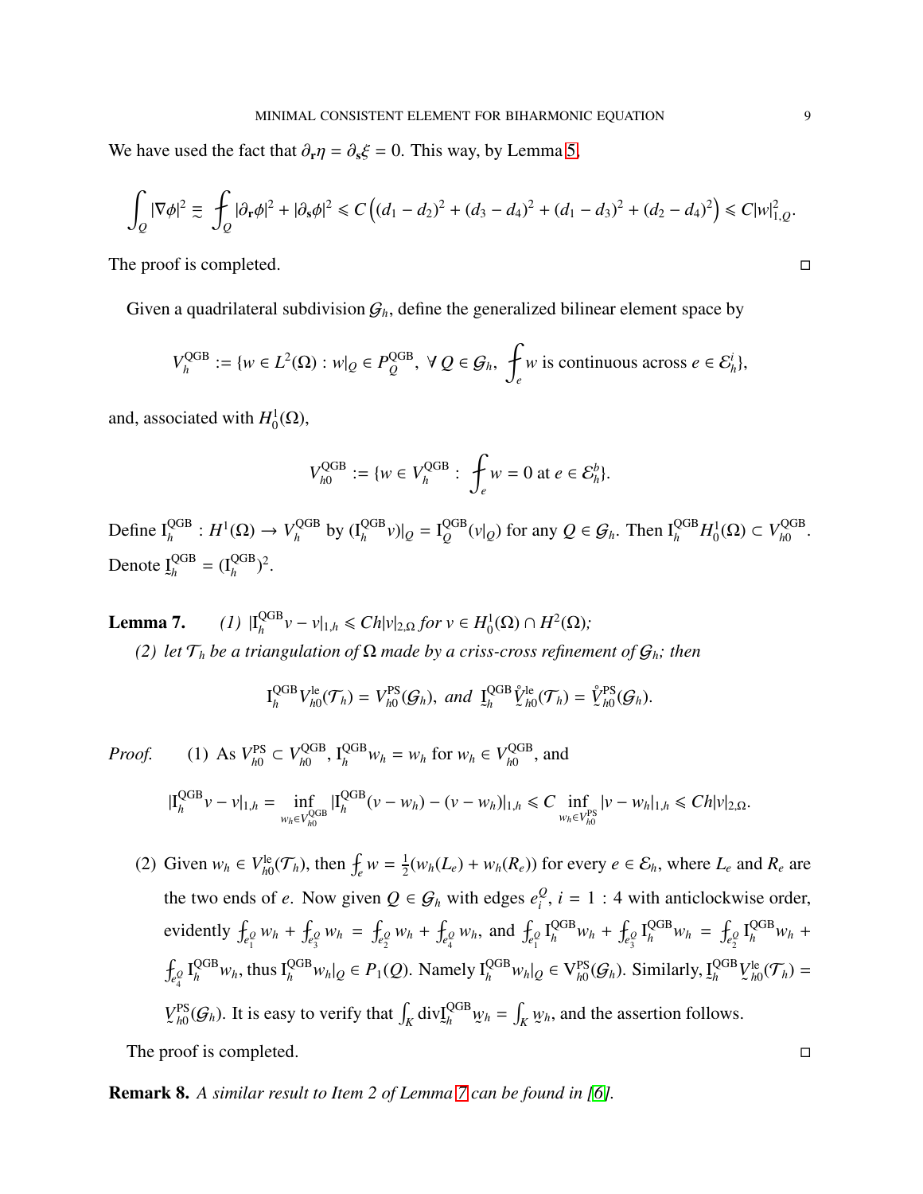We have used the fact that $\partial_{\mathbf{r}}\eta = \partial_{\mathbf{s}}\xi = 0$. This way, by Lemma 5,

$$\int_Q |\nabla\phi|^2 \eqsim \fint_Q |\partial_{\mathbf{r}}\phi|^2 + |\partial_{\mathbf{s}}\phi|^2 \leqslant C\left((d_1-d_2)^2 + (d_3-d_4)^2 + (d_1-d_3)^2 + (d_2-d_4)^2\right) \leqslant C|w|_{1,Q}^2.$$

The proof is completed. $\square$

Given a quadrilateral subdivision $\mathcal{G}_h$, define the generalized bilinear element space by

$$V_h^{\rm QGB} := \{w \in L^2(\Omega) : w|_Q \in P_Q^{\rm QGB},\ \forall\, Q \in \mathcal{G}_h,\ \fint_e w \text{ is continuous across } e \in \mathcal{E}_h^i\},$$

and, associated with $H_0^1(\Omega)$,

$$V_{h0}^{\rm QGB} := \{w \in V_h^{\rm QGB} :\ \fint_e w = 0 \text{ at } e \in \mathcal{E}_h^b\}.$$

Define $\mathrm{I}_h^{\rm QGB} : H^1(\Omega) \to V_h^{\rm QGB}$ by $(\mathrm{I}_h^{\rm QGB} v)|_Q = \mathrm{I}_Q^{\rm QGB}(v|_Q)$ for any $Q \in \mathcal{G}_h$. Then $\mathrm{I}_h^{\rm QGB} H_0^1(\Omega) \subset V_{h0}^{\rm QGB}$. Denote $\underset{\sim}{\mathrm{I}}_h^{\rm QGB} = (\mathrm{I}_h^{\rm QGB})^2$.

**Lemma 7.** *(1) $|\mathrm{I}_h^{\rm QGB} v - v|_{1,h} \leqslant Ch|v|_{2,\Omega}$ for $v \in H_0^1(\Omega) \cap H^2(\Omega)$;*

*(2) let $\mathcal{T}_h$ be a triangulation of $\Omega$ made by a criss-cross refinement of $\mathcal{G}_h$; then*

$$\mathrm{I}_h^{\rm QGB} V_{h0}^{\rm le}(\mathcal{T}_h) = V_{h0}^{\rm PS}(\mathcal{G}_h),\ \textit{and}\ \underset{\sim}{\mathrm{I}}_h^{\rm QGB} \mathring{\underset{\sim}{V}}{}_{h0}^{\rm le}(\mathcal{T}_h) = \mathring{\underset{\sim}{V}}{}_{h0}^{\rm PS}(\mathcal{G}_h).$$

*Proof.* (1) As $V_{h0}^{\rm PS} \subset V_{h0}^{\rm QGB}$, $\mathrm{I}_h^{\rm QGB} w_h = w_h$ for $w_h \in V_{h0}^{\rm QGB}$, and

$$|\mathrm{I}_h^{\rm QGB} v - v|_{1,h} = \inf_{w_h \in V_{h0}^{\rm QGB}} |\mathrm{I}_h^{\rm QGB}(v - w_h) - (v - w_h)|_{1,h} \leqslant C \inf_{w_h \in V_{h0}^{\rm PS}} |v - w_h|_{1,h} \leqslant Ch|v|_{2,\Omega}.$$

(2) Given $w_h \in V_{h0}^{\rm le}(\mathcal{T}_h)$, then $\fint_e w = \frac{1}{2}(w_h(L_e) + w_h(R_e))$ for every $e \in \mathcal{E}_h$, where $L_e$ and $R_e$ are the two ends of $e$. Now given $Q \in \mathcal{G}_h$ with edges $e_i^Q$, $i = 1:4$ with anticlockwise order, evidently $\fint_{e_1^Q} w_h + \fint_{e_3^Q} w_h = \fint_{e_2^Q} w_h + \fint_{e_4^Q} w_h$, and $\fint_{e_1^Q} \mathrm{I}_h^{\rm QGB} w_h + \fint_{e_3^Q} \mathrm{I}_h^{\rm QGB} w_h = \fint_{e_2^Q} \mathrm{I}_h^{\rm QGB} w_h + \fint_{e_4^Q} \mathrm{I}_h^{\rm QGB} w_h$, thus $\mathrm{I}_h^{\rm QGB} w_h|_Q \in P_1(Q)$. Namely $\mathrm{I}_h^{\rm QGB} w_h|_Q \in \mathrm{V}_{h0}^{\rm PS}(\mathcal{G}_h)$. Similarly, $\underset{\sim}{\mathrm{I}}_h^{\rm QGB} \underset{\sim}{V}{}_{h0}^{\rm le}(\mathcal{T}_h) = \underset{\sim}{V}{}_{h0}^{\rm PS}(\mathcal{G}_h)$. It is easy to verify that $\int_K \mathrm{div} \underset{\sim}{\mathrm{I}}_h^{\rm QGB} \underset{\sim}{w}_h = \int_K \underset{\sim}{w}_h$, and the assertion follows.

The proof is completed. $\square$

**Remark 8.** *A similar result to Item 2 of Lemma 7 can be found in [6].*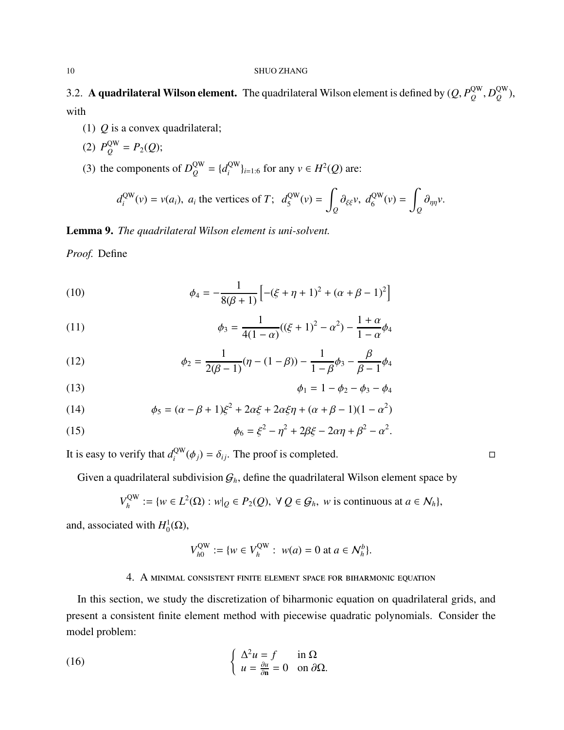3.2. **A quadrilateral Wilson element.** The quadrilateral Wilson element is defined by $(Q, P_Q^{\rm QW}, D_Q^{\rm QW})$, with

1. $Q$ is a convex quadrilateral;
2. $P_Q^{\rm QW} = P_2(Q)$;
3. the components of $D_Q^{\rm QW} = \{d_i^{\rm QW}\}_{i=1:6}$ for any $v \in H^2(Q)$ are:

$$d_i^{\rm QW}(v) = v(a_i),\ a_i \text{ the vertices of } T;\ \ d_5^{\rm QW}(v) = \int_Q \partial_{\xi\xi} v,\ d_6^{\rm QW}(v) = \int_Q \partial_{\eta\eta} v.$$

**Lemma 9.** *The quadrilateral Wilson element is uni-solvent.*

*Proof.* Define

$$\phi_4 = -\frac{1}{8(\beta+1)}\left[-(\xi+\eta+1)^2 + (\alpha+\beta-1)^2\right] \tag{10}$$

$$\phi_3 = \frac{1}{4(1-\alpha)}((\xi+1)^2 - \alpha^2) - \frac{1+\alpha}{1-\alpha}\phi_4 \tag{11}$$

$$\phi_2 = \frac{1}{2(\beta-1)}(\eta - (1-\beta)) - \frac{1}{1-\beta}\phi_3 - \frac{\beta}{\beta-1}\phi_4 \tag{12}$$

$$\phi_1 = 1 - \phi_2 - \phi_3 - \phi_4 \tag{13}$$

$$\phi_5 = (\alpha-\beta+1)\xi^2 + 2\alpha\xi + 2\alpha\xi\eta + (\alpha+\beta-1)(1-\alpha^2) \tag{14}$$

$$\phi_6 = \xi^2 - \eta^2 + 2\beta\xi - 2\alpha\eta + \beta^2 - \alpha^2. \tag{15}$$

It is easy to verify that $d_i^{\rm QW}(\phi_j) = \delta_{ij}$. The proof is completed. $\square$

Given a quadrilateral subdivision $\mathcal{G}_h$, define the quadrilateral Wilson element space by

$$V_h^{\rm QW} := \{w \in L^2(\Omega) : w|_Q \in P_2(Q),\ \forall\, Q \in \mathcal{G}_h,\ w \text{ is continuous at } a \in \mathcal{N}_h\},$$

and, associated with $H_0^1(\Omega)$,

$$V_{h0}^{\rm QW} := \{w \in V_h^{\rm QW} :\ w(a) = 0 \text{ at } a \in \mathcal{N}_h^b\}.$$

## 4. A minimal consistent finite element space for biharmonic equation

In this section, we study the discretization of biharmonic equation on quadrilateral grids, and present a consistent finite element method with piecewise quadratic polynomials. Consider the model problem:

$$\begin{cases} \Delta^2 u = f & \text{in } \Omega \\ u = \frac{\partial u}{\partial \mathbf{n}} = 0 & \text{on } \partial\Omega. \end{cases} \tag{16}$$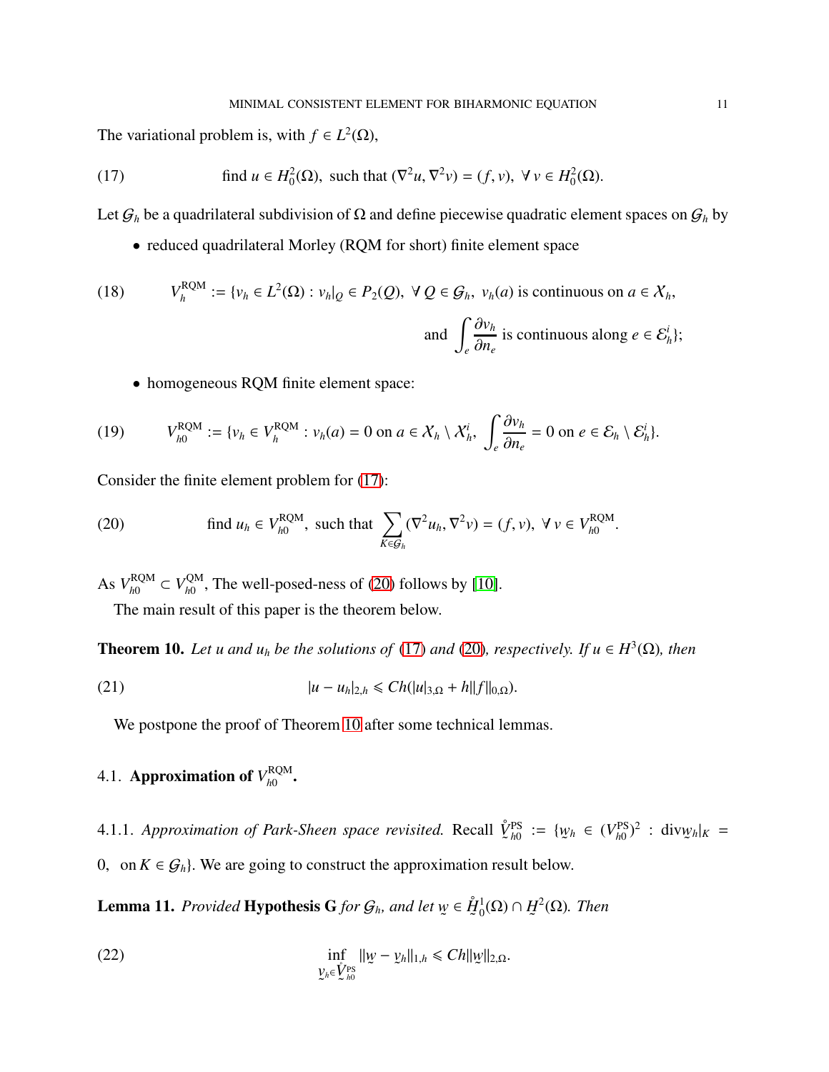The variational problem is, with $f \in L^2(\Omega)$,

$$\text{find } u \in H^2_0(\Omega), \text{ such that } (\nabla^2 u, \nabla^2 v) = (f, v), \ \forall\, v \in H^2_0(\Omega). \tag{17}$$

Let $\mathcal{G}_h$ be a quadrilateral subdivision of $\Omega$ and define piecewise quadratic element spaces on $\mathcal{G}_h$ by

- reduced quadrilateral Morley (RQM for short) finite element space

$$V_h^{\rm RQM} := \{v_h \in L^2(\Omega) : v_h|_Q \in P_2(Q), \ \forall\, Q \in \mathcal{G}_h, \ v_h(a) \text{ is continuous on } a \in \mathcal{X}_h, \text{ and } \int_e \frac{\partial v_h}{\partial n_e} \text{ is continuous along } e \in \mathcal{E}_h^i\}; \tag{18}$$

- homogeneous RQM finite element space:

$$V_{h0}^{\rm RQM} := \{v_h \in V_h^{\rm RQM} : v_h(a) = 0 \text{ on } a \in \mathcal{X}_h \setminus \mathcal{X}_h^i, \ \int_e \frac{\partial v_h}{\partial n_e} = 0 \text{ on } e \in \mathcal{E}_h \setminus \mathcal{E}_h^i\}. \tag{19}$$

Consider the finite element problem for (17):

$$\text{find } u_h \in V_{h0}^{\rm RQM}, \text{ such that } \sum_{K \in \mathcal{G}_h} (\nabla^2 u_h, \nabla^2 v) = (f, v), \ \forall\, v \in V_{h0}^{\rm RQM}. \tag{20}$$

As $V_{h0}^{\rm RQM} \subset V_{h0}^{\rm QM}$, The well-posed-ness of (20) follows by [10].

The main result of this paper is the theorem below.

**Theorem 10.** *Let $u$ and $u_h$ be the solutions of (17) and (20), respectively. If $u \in H^3(\Omega)$, then*

$$|u - u_h|_{2,h} \leqslant Ch(|u|_{3,\Omega} + h\|f\|_{0,\Omega}). \tag{21}$$

We postpone the proof of Theorem 10 after some technical lemmas.

## 4.1. Approximation of $V_{h0}^{\rm RQM}$.

4.1.1. *Approximation of Park-Sheen space revisited.* Recall $\mathring{\underset{\sim}{V}}{}_{h0}^{\rm PS} := \{\underset{\sim}{w}_h \in (V_{h0}^{\rm PS})^2 : {\rm div}\underset{\sim}{w}_h|_K = 0, \ \text{on } K \in \mathcal{G}_h\}$. We are going to construct the approximation result below.

**Lemma 11.** *Provided* **Hypothesis G** *for $\mathcal{G}_h$, and let $\underset{\sim}{w} \in \mathring{\underset{\sim}{H}}{}^1_0(\Omega) \cap \underset{\sim}{H}^2(\Omega)$. Then*

$$\inf_{\underset{\sim}{v}_h \in \mathring{\underset{\sim}{V}}{}_{h0}^{\rm PS}} \|\underset{\sim}{w} - \underset{\sim}{v}_h\|_{1,h} \leqslant Ch\|\underset{\sim}{w}\|_{2,\Omega}. \tag{22}$$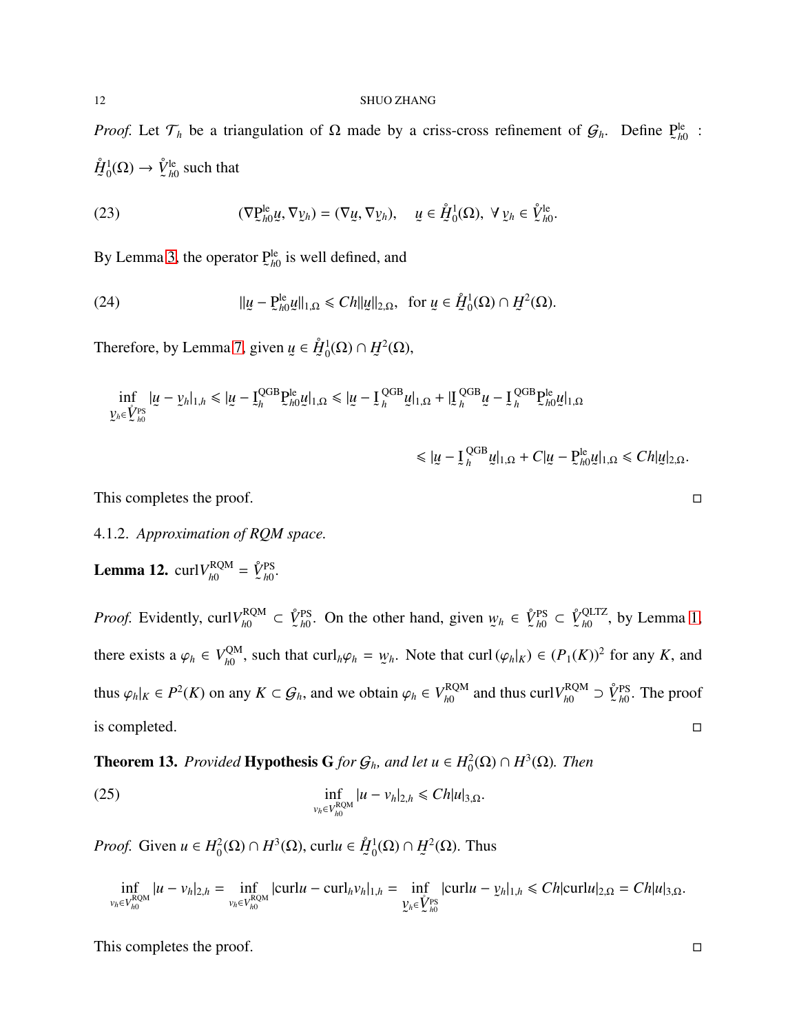*Proof.* Let $\mathcal{T}_h$ be a triangulation of $\Omega$ made by a criss-cross refinement of $\mathcal{G}_h$. Define $\underset{\sim}{\mathrm{P}}{}^{\rm le}_{h0}$ : $\mathring{\underset{\sim}{H}}{}^1_0(\Omega) \to \mathring{\underset{\sim}{V}}{}^{\rm le}_{h0}$ such that

$$(\nabla \underset{\sim}{\mathrm{P}}{}^{\rm le}_{h0}\underset{\sim}{u}, \nabla \underset{\sim}{v}_h) = (\nabla \underset{\sim}{u}, \nabla \underset{\sim}{v}_h), \quad \underset{\sim}{u} \in \mathring{\underset{\sim}{H}}{}^1_0(\Omega),\ \forall\, \underset{\sim}{v}_h \in \mathring{\underset{\sim}{V}}{}^{\rm le}_{h0}. \tag{23}$$

By Lemma 3, the operator $\underset{\sim}{\mathrm{P}}{}^{\rm le}_{h0}$ is well defined, and

$$\|\underset{\sim}{u} - \underset{\sim}{\mathrm{P}}{}^{\rm le}_{h0}\underset{\sim}{u}\|_{1,\Omega} \leqslant Ch\|\underset{\sim}{u}\|_{2,\Omega}, \quad \text{for } \underset{\sim}{u} \in \mathring{\underset{\sim}{H}}{}^1_0(\Omega) \cap \underset{\sim}{H}{}^2(\Omega). \tag{24}$$

Therefore, by Lemma 7, given $\underset{\sim}{u} \in \mathring{\underset{\sim}{H}}{}^1_0(\Omega) \cap \underset{\sim}{H}{}^2(\Omega)$,

$$\inf_{\underset{\sim}{v}_h \in \mathring{\underset{\sim}{V}}{}^{\rm PS}_{h0}} |\underset{\sim}{u} - \underset{\sim}{v}_h|_{1,h} \leqslant |\underset{\sim}{u} - \underset{\sim}{\mathrm{I}}{}^{\rm QGB}_h \underset{\sim}{\mathrm{P}}{}^{\rm le}_{h0}\underset{\sim}{u}|_{1,\Omega} \leqslant |\underset{\sim}{u} - \underset{\sim}{\mathrm{I}}{}^{\rm QGB}_h \underset{\sim}{u}|_{1,\Omega} + |\underset{\sim}{\mathrm{I}}{}^{\rm QGB}_h \underset{\sim}{u} - \underset{\sim}{\mathrm{I}}{}^{\rm QGB}_h \underset{\sim}{\mathrm{P}}{}^{\rm le}_{h0}\underset{\sim}{u}|_{1,\Omega}$$

$$\leqslant |\underset{\sim}{u} - \underset{\sim}{\mathrm{I}}{}^{\rm QGB}_h \underset{\sim}{u}|_{1,\Omega} + C|\underset{\sim}{u} - \underset{\sim}{\mathrm{P}}{}^{\rm le}_{h0}\underset{\sim}{u}|_{1,\Omega} \leqslant Ch|\underset{\sim}{u}|_{2,\Omega}.$$

This completes the proof. □

4.1.2. *Approximation of RQM space.*

**Lemma 12.** $\mathrm{curl} V^{\rm RQM}_{h0} = \mathring{\underset{\sim}{V}}{}^{\rm PS}_{h0}$.

*Proof.* Evidently, $\mathrm{curl} V^{\rm RQM}_{h0} \subset \mathring{\underset{\sim}{V}}{}^{\rm PS}_{h0}$. On the other hand, given $\underset{\sim}{w}_h \in \mathring{\underset{\sim}{V}}{}^{\rm PS}_{h0} \subset \mathring{\underset{\sim}{V}}{}^{\rm QLTZ}_{h0}$, by Lemma 1, there exists a $\varphi_h \in V^{\rm QM}_{h0}$, such that $\mathrm{curl}_h \varphi_h = \underset{\sim}{w}_h$. Note that $\mathrm{curl}\,(\varphi_h|_K) \in (P_1(K))^2$ for any $K$, and thus $\varphi_h|_K \in P^2(K)$ on any $K \subset \mathcal{G}_h$, and we obtain $\varphi_h \in V^{\rm RQM}_{h0}$ and thus $\mathrm{curl} V^{\rm RQM}_{h0} \supset \mathring{\underset{\sim}{V}}{}^{\rm PS}_{h0}$. The proof is completed. □

**Theorem 13.** *Provided* **Hypothesis G** *for $\mathcal{G}_h$, and let $u \in H^2_0(\Omega) \cap H^3(\Omega)$. Then*

$$\inf_{v_h \in V^{\rm RQM}_{h0}} |u - v_h|_{2,h} \leqslant Ch|u|_{3,\Omega}. \tag{25}$$

*Proof.* Given $u \in H^2_0(\Omega) \cap H^3(\Omega)$, $\mathrm{curl} u \in \mathring{\underset{\sim}{H}}{}^1_0(\Omega) \cap \underset{\sim}{H}{}^2(\Omega)$. Thus

$$\inf_{v_h \in V^{\rm RQM}_{h0}} |u - v_h|_{2,h} = \inf_{v_h \in V^{\rm RQM}_{h0}} |\mathrm{curl} u - \mathrm{curl}_h v_h|_{1,h} = \inf_{\underset{\sim}{v}_h \in \mathring{\underset{\sim}{V}}{}^{\rm PS}_{h0}} |\mathrm{curl} u - \underset{\sim}{v}_h|_{1,h} \leqslant Ch|\mathrm{curl} u|_{2,\Omega} = Ch|u|_{3,\Omega}.$$

This completes the proof. □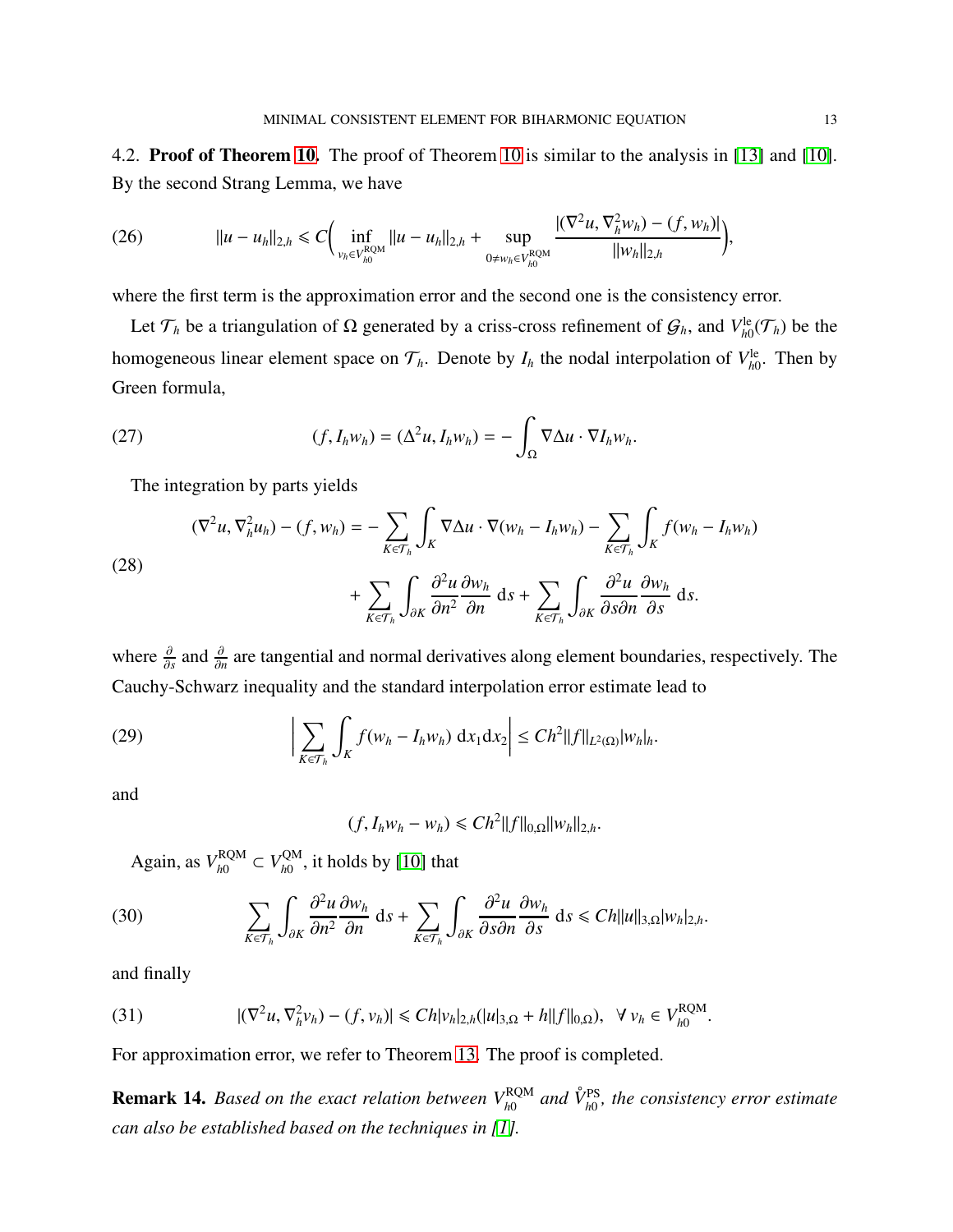4.2. **Proof of Theorem 10.** The proof of Theorem 10 is similar to the analysis in [13] and [10]. By the second Strang Lemma, we have

$$\|u - u_h\|_{2,h} \leqslant C\Big(\inf_{v_h \in V_{h0}^{\rm RQM}} \|u - u_h\|_{2,h} + \sup_{0 \neq w_h \in V_{h0}^{\rm RQM}} \frac{|(\nabla^2 u, \nabla_h^2 w_h) - (f, w_h)|}{\|w_h\|_{2,h}}\Big), \tag{26}$$

where the first term is the approximation error and the second one is the consistency error.

Let $\mathcal{T}_h$ be a triangulation of $\Omega$ generated by a criss-cross refinement of $\mathcal{G}_h$, and $V_{h0}^{\rm le}(\mathcal{T}_h)$ be the homogeneous linear element space on $\mathcal{T}_h$. Denote by $I_h$ the nodal interpolation of $V_{h0}^{\rm le}$. Then by Green formula,

$$(f, I_h w_h) = (\Delta^2 u, I_h w_h) = -\int_\Omega \nabla \Delta u \cdot \nabla I_h w_h. \tag{27}$$

The integration by parts yields

$$\begin{aligned}(\nabla^2 u, \nabla_h^2 u_h) - (f, w_h) = &-\sum_{K \in \mathcal{T}_h} \int_K \nabla \Delta u \cdot \nabla (w_h - I_h w_h) - \sum_{K \in \mathcal{T}_h} \int_K f (w_h - I_h w_h) \\ &+ \sum_{K \in \mathcal{T}_h} \int_{\partial K} \frac{\partial^2 u}{\partial n^2} \frac{\partial w_h}{\partial n}\, {\rm d}s + \sum_{K \in \mathcal{T}_h} \int_{\partial K} \frac{\partial^2 u}{\partial s \partial n} \frac{\partial w_h}{\partial s}\, {\rm d}s.\end{aligned} \tag{28}$$

where $\frac{\partial}{\partial s}$ and $\frac{\partial}{\partial n}$ are tangential and normal derivatives along element boundaries, respectively. The Cauchy-Schwarz inequality and the standard interpolation error estimate lead to

$$\Big|\sum_{K \in \mathcal{T}_h} \int_K f (w_h - I_h w_h)\, {\rm d}x_1 {\rm d}x_2\Big| \leq C h^2 \|f\|_{L^2(\Omega)} |w_h|_h. \tag{29}$$

and

$$(f, I_h w_h - w_h) \leqslant C h^2 \|f\|_{0,\Omega} \|w_h\|_{2,h}.$$

Again, as $V_{h0}^{\rm RQM} \subset V_{h0}^{\rm QM}$, it holds by [10] that

$$\sum_{K \in \mathcal{T}_h} \int_{\partial K} \frac{\partial^2 u}{\partial n^2} \frac{\partial w_h}{\partial n}\, {\rm d}s + \sum_{K \in \mathcal{T}_h} \int_{\partial K} \frac{\partial^2 u}{\partial s \partial n} \frac{\partial w_h}{\partial s}\, {\rm d}s \leqslant C h \|u\|_{3,\Omega} |w_h|_{2,h}. \tag{30}$$

and finally

$$|(\nabla^2 u, \nabla_h^2 v_h) - (f, v_h)| \leqslant C h |v_h|_{2,h} (|u|_{3,\Omega} + h \|f\|_{0,\Omega}), \quad \forall\, v_h \in V_{h0}^{\rm RQM}. \tag{31}$$

For approximation error, we refer to Theorem 13. The proof is completed.

**Remark 14.** *Based on the exact relation between $V_{h0}^{\rm RQM}$ and $\mathring{V}_{h0}^{\rm PS}$, the consistency error estimate can also be established based on the techniques in [1].*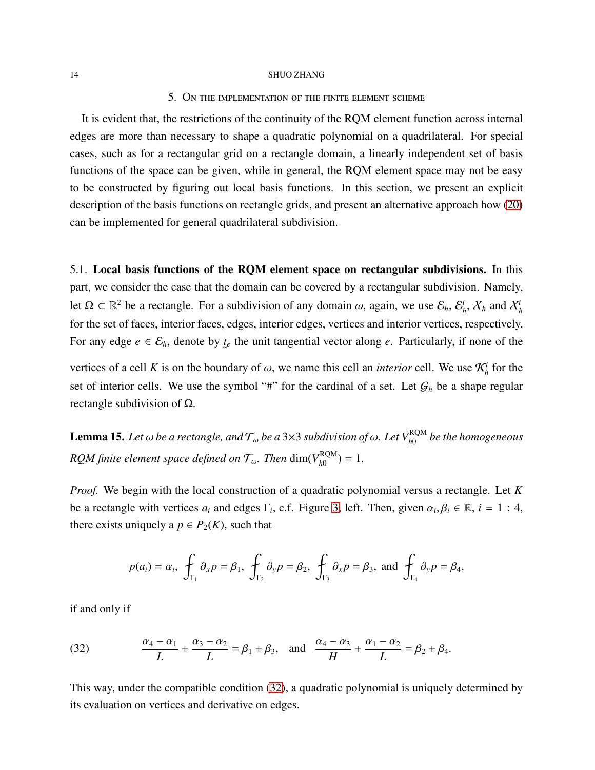## 5. On the implementation of the finite element scheme

It is evident that, the restrictions of the continuity of the RQM element function across internal edges are more than necessary to shape a quadratic polynomial on a quadrilateral. For special cases, such as for a rectangular grid on a rectangle domain, a linearly independent set of basis functions of the space can be given, while in general, the RQM element space may not be easy to be constructed by figuring out local basis functions. In this section, we present an explicit description of the basis functions on rectangle grids, and present an alternative approach how (20) can be implemented for general quadrilateral subdivision.

5.1. **Local basis functions of the RQM element space on rectangular subdivisions.** In this part, we consider the case that the domain can be covered by a rectangular subdivision. Namely, let $\Omega \subset \mathbb{R}^2$ be a rectangle. For a subdivision of any domain $\omega$, again, we use $\mathcal{E}_h$, $\mathcal{E}_h^i$, $\mathcal{X}_h$ and $\mathcal{X}_h^i$ for the set of faces, interior faces, edges, interior edges, vertices and interior vertices, respectively. For any edge $e \in \mathcal{E}_h$, denote by $\underline{t}_e$ the unit tangential vector along $e$. Particularly, if none of the vertices of a cell $K$ is on the boundary of $\omega$, we name this cell an *interior* cell. We use $\mathcal{K}_h^i$ for the set of interior cells. We use the symbol "#" for the cardinal of a set. Let $\mathcal{G}_h$ be a shape regular rectangle subdivision of $\Omega$.

**Lemma 15.** *Let $\omega$ be a rectangle, and $\mathcal{T}_\omega$ be a $3{\times}3$ subdivision of $\omega$. Let $V_{h0}^{\rm RQM}$ be the homogeneous RQM finite element space defined on $\mathcal{T}_\omega$. Then* $\dim(V_{h0}^{\rm RQM}) = 1$.

*Proof.* We begin with the local construction of a quadratic polynomial versus a rectangle. Let $K$ be a rectangle with vertices $a_i$ and edges $\Gamma_i$, c.f. Figure 3, left. Then, given $\alpha_i, \beta_i \in \mathbb{R}$, $i = 1:4$, there exists uniquely a $p \in P_2(K)$, such that

$$p(a_i) = \alpha_i,\ \fint_{\Gamma_1} \partial_x p = \beta_1,\ \fint_{\Gamma_2} \partial_y p = \beta_2,\ \fint_{\Gamma_3} \partial_x p = \beta_3,\ \text{and}\ \fint_{\Gamma_4} \partial_y p = \beta_4,$$

if and only if

$$\frac{\alpha_4 - \alpha_1}{L} + \frac{\alpha_3 - \alpha_2}{L} = \beta_1 + \beta_3, \quad \text{and} \quad \frac{\alpha_4 - \alpha_3}{H} + \frac{\alpha_1 - \alpha_2}{L} = \beta_2 + \beta_4. \tag{32}$$

This way, under the compatible condition (32), a quadratic polynomial is uniquely determined by its evaluation on vertices and derivative on edges.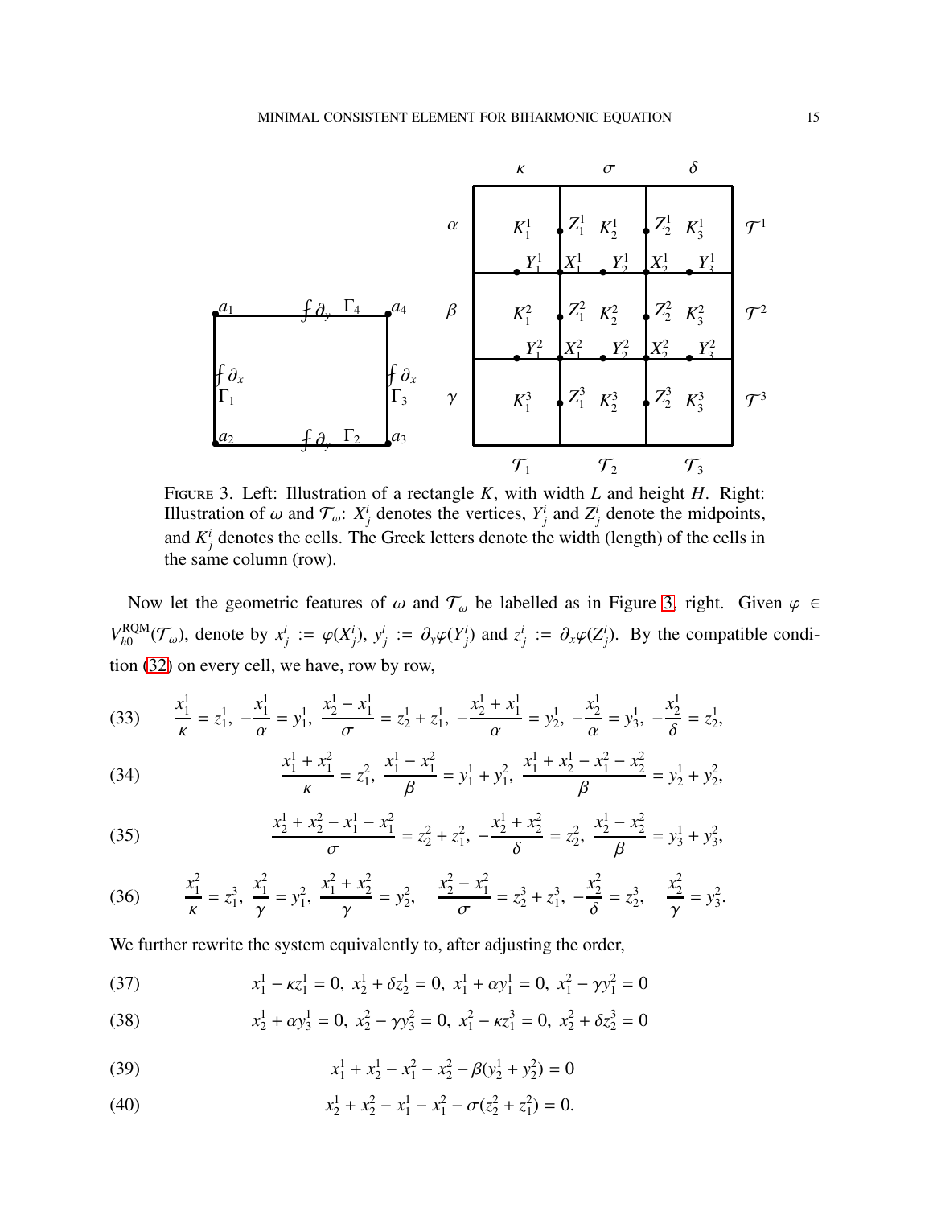FIGURE 3. Left: Illustration of a rectangle $K$, with width $L$ and height $H$. Right: Illustration of $\omega$ and $\mathcal{T}_\omega$: $X^i_j$ denotes the vertices, $Y^i_j$ and $Z^i_j$ denote the midpoints, and $K^i_j$ denotes the cells. The Greek letters denote the width (length) of the cells in the same column (row).

Now let the geometric features of $\omega$ and $\mathcal{T}_\omega$ be labelled as in Figure 3, right. Given $\varphi \in V_{h0}^{\rm RQM}(\mathcal{T}_\omega)$, denote by $x^i_j := \varphi(X^i_j)$, $y^i_j := \partial_y\varphi(Y^i_j)$ and $z^i_j := \partial_x\varphi(Z^i_j)$. By the compatible condition (32) on every cell, we have, row by row,

$$\frac{x_1^1}{\kappa} = z_1^1,\ -\frac{x_1^1}{\alpha} = y_1^1,\ \frac{x_2^1 - x_1^1}{\sigma} = z_2^1 + z_1^1,\ -\frac{x_2^1 + x_1^1}{\alpha} = y_2^1,\ -\frac{x_2^1}{\alpha} = y_3^1,\ -\frac{x_2^1}{\delta} = z_2^1, \tag{33}$$

$$\frac{x_1^1 + x_1^2}{\kappa} = z_1^2,\ \frac{x_1^1 - x_1^2}{\beta} = y_1^1 + y_1^2,\ \frac{x_1^1 + x_2^1 - x_1^2 - x_2^2}{\beta} = y_2^1 + y_2^2, \tag{34}$$

$$\frac{x_2^1 + x_2^2 - x_1^1 - x_1^2}{\sigma} = z_2^2 + z_1^2,\ -\frac{x_2^1 + x_2^2}{\delta} = z_2^2,\ \frac{x_2^1 - x_2^2}{\beta} = y_3^1 + y_3^2, \tag{35}$$

$$\frac{x_1^2}{\kappa} = z_1^3,\ \frac{x_1^2}{\gamma} = y_1^2,\ \frac{x_1^2 + x_2^2}{\gamma} = y_2^2,\quad \frac{x_2^2 - x_1^2}{\sigma} = z_2^3 + z_1^3,\ -\frac{x_2^2}{\delta} = z_2^3,\quad \frac{x_2^2}{\gamma} = y_3^2. \tag{36}$$

We further rewrite the system equivalently to, after adjusting the order,

$$x_1^1 - \kappa z_1^1 = 0,\ x_2^1 + \delta z_2^1 = 0,\ x_1^1 + \alpha y_1^1 = 0,\ x_1^2 - \gamma y_1^2 = 0 \tag{37}$$

$$x_2^1 + \alpha y_3^1 = 0,\ x_2^2 - \gamma y_3^2 = 0,\ x_1^2 - \kappa z_1^3 = 0,\ x_2^2 + \delta z_2^3 = 0 \tag{38}$$

$$x_1^1 + x_2^1 - x_1^2 - x_2^2 - \beta(y_2^1 + y_2^2) = 0 \tag{39}$$

$$x_2^1 + x_2^2 - x_1^1 - x_1^2 - \sigma(z_2^2 + z_1^2) = 0. \tag{40}$$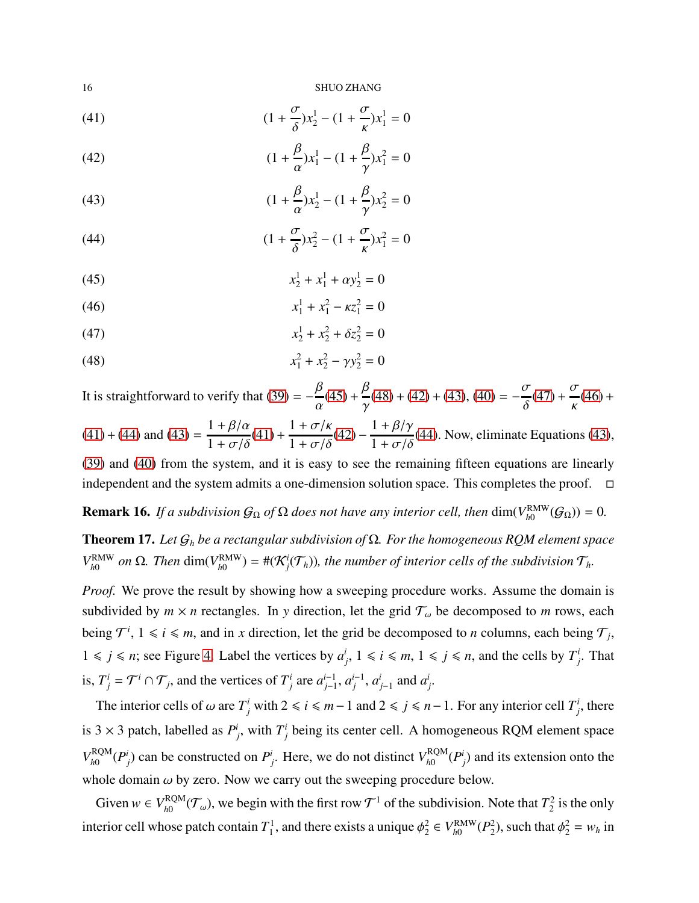$$(1+\frac{\sigma}{\delta})x_2^1-(1+\frac{\sigma}{\kappa})x_1^1=0 \tag{41}$$

$$(1+\frac{\beta}{\alpha})x_1^1-(1+\frac{\beta}{\gamma})x_1^2=0 \tag{42}$$

$$(1+\frac{\beta}{\alpha})x_2^1-(1+\frac{\beta}{\gamma})x_2^2=0 \tag{43}$$

$$(1+\frac{\sigma}{\delta})x_2^2-(1+\frac{\sigma}{\kappa})x_1^2=0 \tag{44}$$

$$x_2^1+x_1^1+\alpha y_2^1=0 \tag{45}$$

$$x_1^1+x_1^2-\kappa z_1^2=0 \tag{46}$$

$$x_2^1+x_2^2+\delta z_2^2=0 \tag{47}$$

$$x_1^2+x_2^2-\gamma y_2^2=0 \tag{48}$$

It is straightforward to verify that (39) $= -\dfrac{\beta}{\alpha}$(45) $+ \dfrac{\beta}{\gamma}$(48) + (42) + (43), (40) $= -\dfrac{\sigma}{\delta}$(47) $+ \dfrac{\sigma}{\kappa}$(46) + (41) + (44) and (43) $= \dfrac{1+\beta/\alpha}{1+\sigma/\delta}$(41) $+ \dfrac{1+\sigma/\kappa}{1+\sigma/\delta}$(42) $- \dfrac{1+\beta/\gamma}{1+\sigma/\delta}$(44). Now, eliminate Equations (43), (39) and (40) from the system, and it is easy to see the remaining fifteen equations are linearly independent and the system admits a one-dimension solution space. This completes the proof. $\square$

**Remark 16.** *If a subdivision $\mathcal{G}_\Omega$ of $\Omega$ does not have any interior cell, then* $\dim(V_{h0}^{\rm RMW}(\mathcal{G}_\Omega))=0$.

**Theorem 17.** *Let $\mathcal{G}_h$ be a rectangular subdivision of $\Omega$. For the homogeneous RQM element space $V_{h0}^{\rm RMW}$ on $\Omega$. Then $\dim(V_{h0}^{\rm RMW})=\#(\mathcal{K}_j^i(\mathcal{T}_h))$, the number of interior cells of the subdivision $\mathcal{T}_h$.*

*Proof.* We prove the result by showing how a sweeping procedure works. Assume the domain is subdivided by $m\times n$ rectangles. In $y$ direction, let the grid $\mathcal{T}_\omega$ be decomposed to $m$ rows, each being $\mathcal{T}^i$, $1\leqslant i\leqslant m$, and in $x$ direction, let the grid be decomposed to $n$ columns, each being $\mathcal{T}_j$, $1\leqslant j\leqslant n$; see Figure 4. Label the vertices by $a_j^i$, $1\leqslant i\leqslant m$, $1\leqslant j\leqslant n$, and the cells by $T_j^i$. That is, $T_j^i=\mathcal{T}^i\cap\mathcal{T}_j$, and the vertices of $T_j^i$ are $a_{j-1}^{i-1}$, $a_j^{i-1}$, $a_{j-1}^i$ and $a_j^i$.

The interior cells of $\omega$ are $T_j^i$ with $2\leqslant i\leqslant m-1$ and $2\leqslant j\leqslant n-1$. For any interior cell $T_j^i$, there is $3\times 3$ patch, labelled as $P_j^i$, with $T_j^i$ being its center cell. A homogeneous RQM element space $V_{h0}^{\rm RQM}(P_j^i)$ can be constructed on $P_j^i$. Here, we do not distinct $V_{h0}^{\rm RQM}(P_j^i)$ and its extension onto the whole domain $\omega$ by zero. Now we carry out the sweeping procedure below.

Given $w\in V_{h0}^{\rm RQM}(\mathcal{T}_\omega)$, we begin with the first row $\mathcal{T}^1$ of the subdivision. Note that $T_2^2$ is the only interior cell whose patch contain $T_1^1$, and there exists a unique $\phi_2^2\in V_{h0}^{\rm RMW}(P_2^2)$, such that $\phi_2^2=w_h$ in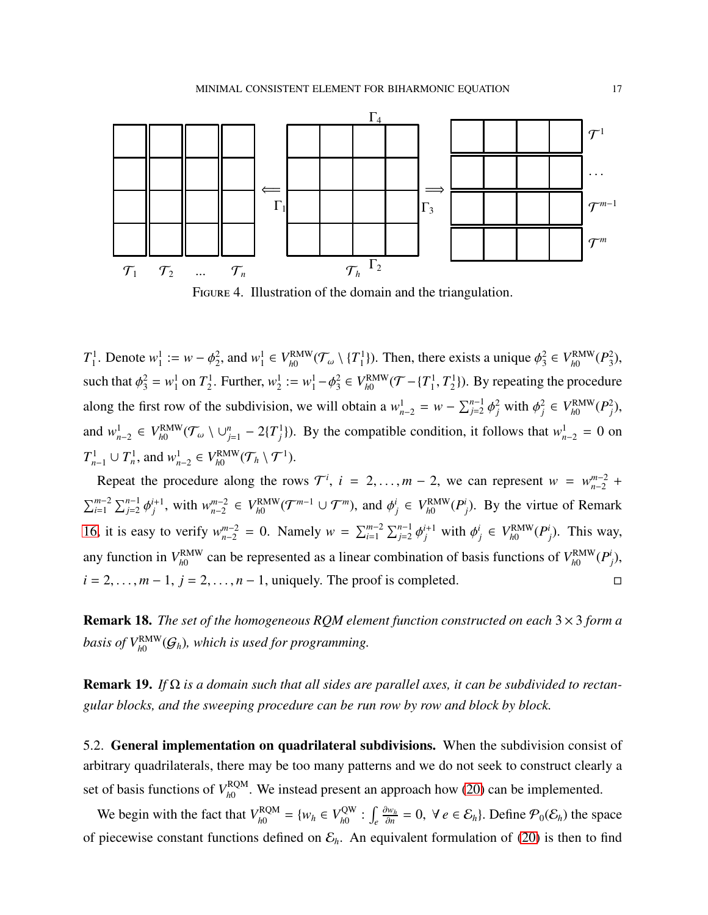FIGURE 4. Illustration of the domain and the triangulation.

$T_1^1$. Denote $w_1^1 := w - \phi_2^2$, and $w_1^1 \in V_{h0}^{\rm RMW}(\mathcal{T}_\omega \setminus \{T_1^1\})$. Then, there exists a unique $\phi_3^2 \in V_{h0}^{\rm RMW}(P_3^2)$, such that $\phi_3^2 = w_1^1$ on $T_2^1$. Further, $w_2^1 := w_1^1 - \phi_3^2 \in V_{h0}^{\rm RMW}(\mathcal{T} - \{T_1^1, T_2^1\})$. By repeating the procedure along the first row of the subdivision, we will obtain a $w_{n-2}^1 = w - \sum_{j=2}^{n-1} \phi_j^2$ with $\phi_j^2 \in V_{h0}^{\rm RMW}(P_j^2)$, and $w_{n-2}^1 \in V_{h0}^{\rm RMW}(\mathcal{T}_\omega \setminus \cup_{j=1}^{n} - 2\{T_j^1\})$. By the compatible condition, it follows that $w_{n-2}^1 = 0$ on $T_{n-1}^1 \cup T_n^1$, and $w_{n-2}^1 \in V_{h0}^{\rm RMW}(\mathcal{T}_h \setminus \mathcal{T}^1)$.

Repeat the procedure along the rows $\mathcal{T}^i$, $i = 2, \ldots, m-2$, we can represent $w = w_{n-2}^{m-2} + \sum_{i=1}^{m-2} \sum_{j=2}^{n-1} \phi_j^{i+1}$, with $w_{n-2}^{m-2} \in V_{h0}^{\rm RMW}(\mathcal{T}^{m-1} \cup \mathcal{T}^m)$, and $\phi_j^i \in V_{h0}^{\rm RMW}(P_j^i)$. By the virtue of Remark 16, it is easy to verify $w_{n-2}^{m-2} = 0$. Namely $w = \sum_{i=1}^{m-2} \sum_{j=2}^{n-1} \phi_j^{i+1}$ with $\phi_j^i \in V_{h0}^{\rm RMW}(P_j^i)$. This way, any function in $V_{h0}^{\rm RMW}$ can be represented as a linear combination of basis functions of $V_{h0}^{\rm RMW}(P_j^i)$, $i = 2, \ldots, m-1$, $j = 2, \ldots, n-1$, uniquely. The proof is completed. □

**Remark 18.** *The set of the homogeneous RQM element function constructed on each $3 \times 3$ form a basis of $V_{h0}^{\rm RMW}(\mathcal{G}_h)$, which is used for programming.*

**Remark 19.** *If $\Omega$ is a domain such that all sides are parallel axes, it can be subdivided to rectangular blocks, and the sweeping procedure can be run row by row and block by block.*

5.2. **General implementation on quadrilateral subdivisions.** When the subdivision consist of arbitrary quadrilaterals, there may be too many patterns and we do not seek to construct clearly a set of basis functions of $V_{h0}^{\rm RQM}$. We instead present an approach how (20) can be implemented.

We begin with the fact that $V_{h0}^{\rm RQM} = \{w_h \in V_{h0}^{\rm QW} : \int_e \frac{\partial w_h}{\partial n} = 0, \ \forall\, e \in \mathcal{E}_h\}$. Define $\mathcal{P}_0(\mathcal{E}_h)$ the space of piecewise constant functions defined on $\mathcal{E}_h$. An equivalent formulation of (20) is then to find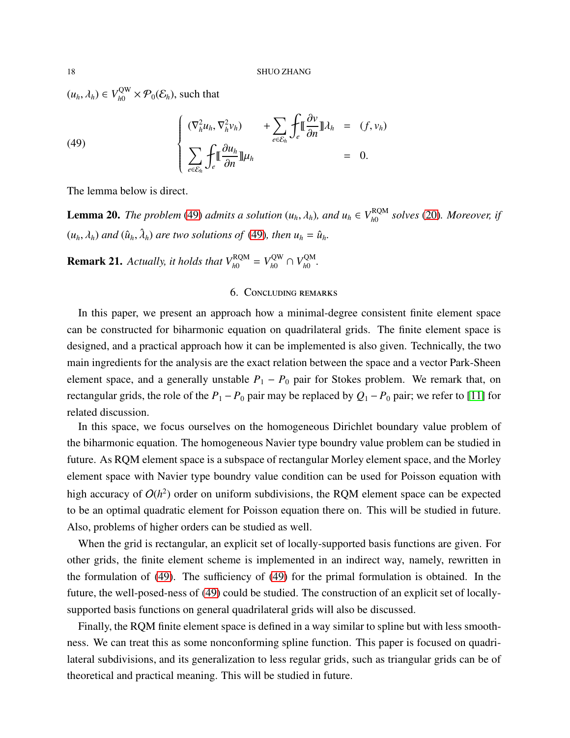$(u_h, \lambda_h) \in V_{h0}^{\rm QW} \times \mathcal{P}_0(\mathcal{E}_h)$, such that

$$
(49) \qquad \left\{
\begin{array}{lll}
(\nabla_h^2 u_h, \nabla_h^2 v_h) & + \displaystyle\sum_{e\in\mathcal{E}_h} \fint_e [\![\frac{\partial v}{\partial n}]\!] \lambda_h & = (f, v_h) \\
\displaystyle\sum_{e\in\mathcal{E}_h} \fint_e [\![\frac{\partial u_h}{\partial n}]\!] \mu_h & & = 0.
\end{array}
\right.
$$

The lemma below is direct.

**Lemma 20.** *The problem (49) admits a solution $(u_h, \lambda_h)$, and $u_h \in V_{h0}^{\rm RQM}$ solves (20). Moreover, if $(u_h, \lambda_h)$ and $(\hat{u}_h, \hat{\lambda}_h)$ are two solutions of (49), then $u_h = \hat{u}_h$.*

**Remark 21.** *Actually, it holds that $V_{h0}^{\rm RQM} = V_{h0}^{\rm QW} \cap V_{h0}^{\rm QM}$.*

## 6. Concluding remarks

In this paper, we present an approach how a minimal-degree consistent finite element space can be constructed for biharmonic equation on quadrilateral grids. The finite element space is designed, and a practical approach how it can be implemented is also given. Technically, the two main ingredients for the analysis are the exact relation between the space and a vector Park-Sheen element space, and a generally unstable $P_1 - P_0$ pair for Stokes problem. We remark that, on rectangular grids, the role of the $P_1 - P_0$ pair may be replaced by $Q_1 - P_0$ pair; we refer to [11] for related discussion.

In this space, we focus ourselves on the homogeneous Dirichlet boundary value problem of the biharmonic equation. The homogeneous Navier type boundry value problem can be studied in future. As RQM element space is a subspace of rectangular Morley element space, and the Morley element space with Navier type boundry value condition can be used for Poisson equation with high accuracy of $O(h^2)$ order on uniform subdivisions, the RQM element space can be expected to be an optimal quadratic element for Poisson equation there on. This will be studied in future. Also, problems of higher orders can be studied as well.

When the grid is rectangular, an explicit set of locally-supported basis functions are given. For other grids, the finite element scheme is implemented in an indirect way, namely, rewritten in the formulation of (49). The sufficiency of (49) for the primal formulation is obtained. In the future, the well-posed-ness of (49) could be studied. The construction of an explicit set of locally-supported basis functions on general quadrilateral grids will also be discussed.

Finally, the RQM finite element space is defined in a way similar to spline but with less smoothness. We can treat this as some nonconforming spline function. This paper is focused on quadrilateral subdivisions, and its generalization to less regular grids, such as triangular grids can be of theoretical and practical meaning. This will be studied in future.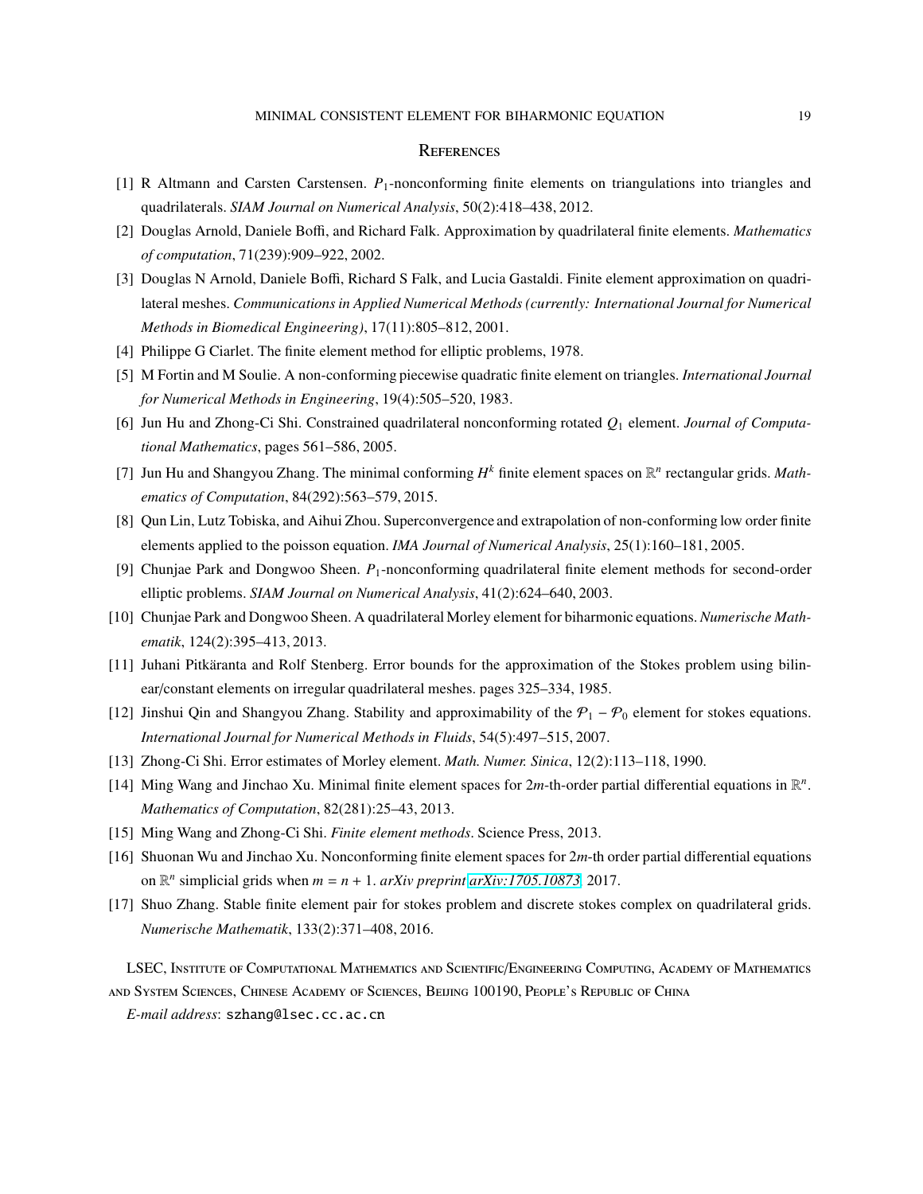## References

[1] R Altmann and Carsten Carstensen. $P_1$-nonconforming finite elements on triangulations into triangles and quadrilaterals. *SIAM Journal on Numerical Analysis*, 50(2):418–438, 2012.

[2] Douglas Arnold, Daniele Boffi, and Richard Falk. Approximation by quadrilateral finite elements. *Mathematics of computation*, 71(239):909–922, 2002.

[3] Douglas N Arnold, Daniele Boffi, Richard S Falk, and Lucia Gastaldi. Finite element approximation on quadrilateral meshes. *Communications in Applied Numerical Methods (currently: International Journal for Numerical Methods in Biomedical Engineering)*, 17(11):805–812, 2001.

[4] Philippe G Ciarlet. The finite element method for elliptic problems, 1978.

[5] M Fortin and M Soulie. A non-conforming piecewise quadratic finite element on triangles. *International Journal for Numerical Methods in Engineering*, 19(4):505–520, 1983.

[6] Jun Hu and Zhong-Ci Shi. Constrained quadrilateral nonconforming rotated $Q_1$ element. *Journal of Computational Mathematics*, pages 561–586, 2005.

[7] Jun Hu and Shangyou Zhang. The minimal conforming $H^k$ finite element spaces on $\mathbb{R}^n$ rectangular grids. *Mathematics of Computation*, 84(292):563–579, 2015.

[8] Qun Lin, Lutz Tobiska, and Aihui Zhou. Superconvergence and extrapolation of non-conforming low order finite elements applied to the poisson equation. *IMA Journal of Numerical Analysis*, 25(1):160–181, 2005.

[9] Chunjae Park and Dongwoo Sheen. $P_1$-nonconforming quadrilateral finite element methods for second-order elliptic problems. *SIAM Journal on Numerical Analysis*, 41(2):624–640, 2003.

[10] Chunjae Park and Dongwoo Sheen. A quadrilateral Morley element for biharmonic equations. *Numerische Mathematik*, 124(2):395–413, 2013.

[11] Juhani Pitkäranta and Rolf Stenberg. Error bounds for the approximation of the Stokes problem using bilinear/constant elements on irregular quadrilateral meshes. pages 325–334, 1985.

[12] Jinshui Qin and Shangyou Zhang. Stability and approximability of the $\mathcal{P}_1 - \mathcal{P}_0$ element for stokes equations. *International Journal for Numerical Methods in Fluids*, 54(5):497–515, 2007.

[13] Zhong-Ci Shi. Error estimates of Morley element. *Math. Numer. Sinica*, 12(2):113–118, 1990.

[14] Ming Wang and Jinchao Xu. Minimal finite element spaces for $2m$-th-order partial differential equations in $\mathbb{R}^n$. *Mathematics of Computation*, 82(281):25–43, 2013.

[15] Ming Wang and Zhong-Ci Shi. *Finite element methods*. Science Press, 2013.

[16] Shuonan Wu and Jinchao Xu. Nonconforming finite element spaces for $2m$-th order partial differential equations on $\mathbb{R}^n$ simplicial grids when $m = n + 1$. *arXiv preprint arXiv:1705.10873*, 2017.

[17] Shuo Zhang. Stable finite element pair for stokes problem and discrete stokes complex on quadrilateral grids. *Numerische Mathematik*, 133(2):371–408, 2016.

LSEC, Institute of Computational Mathematics and Scientific/Engineering Computing, Academy of Mathematics and System Sciences, Chinese Academy of Sciences, Beijing 100190, People's Republic of China

*E-mail address*: szhang@lsec.cc.ac.cn